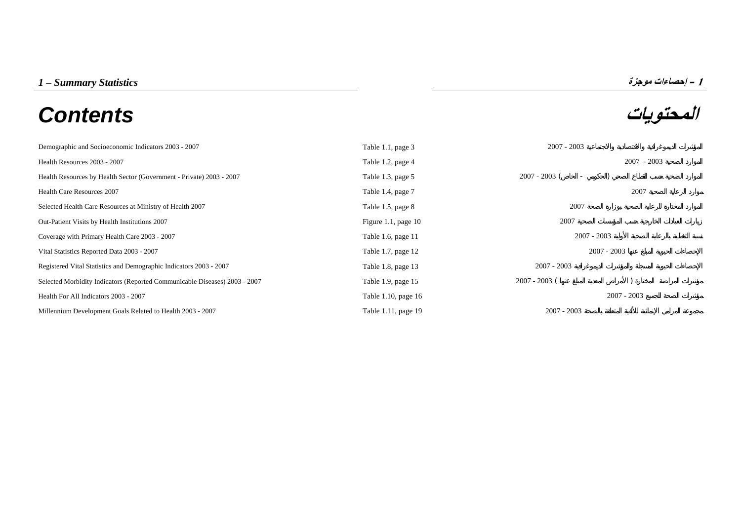*1 – Summary Statistics*

**1 – إحصاءات موجزة**

# Contents

# المحتويات

| | | |
|---|---|---|
| Demographic and Socioeconomic Indicators 2003 - 2007 | Table 1.1, page 3 | المؤشرات الديموغرافية والاقتصادية والاجتماعية 2003 - 2007 |
| Health Resources 2003 - 2007 | Table 1.2, page 4 | الموارد الصحية 2003 - 2007 |
| Health Resources by Health Sector (Government - Private) 2003 - 2007 | Table 1.3, page 5 | الموارد الصحية حسب القطاع الصحي (الحكومي - الخاص) 2003 - 2007 |
| Health Care Resources 2007 | Table 1.4, page 7 | موارد الرعاية الصحية 2007 |
| Selected Health Care Resources at Ministry of Health 2007 | Table 1.5, page 8 | الموارد المختارة للرعاية الصحية بوزارة الصحة 2007 |
| Out-Patient Visits by Health Institutions 2007 | Figure 1.1, page 10 | زيارات العيادات الخارجية حسب المؤسسات الصحية 2007 |
| Coverage with Primary Health Care 2003 - 2007 | Table 1.6, page 11 | نسبة التغطية بالرعاية الصحية الأولية 2003 - 2007 |
| Vital Statistics Reported Data 2003 - 2007 | Table 1.7, page 12 | الإحصاءات الحيوية المبلغ عنها 2003 - 2007 |
| Registered Vital Statistics and Demographic Indicators 2003 - 2007 | Table 1.8, page 13 | الإحصاءات الحيوية المسجلة والمؤشرات الديموغرافية 2003 - 2007 |
| Selected Morbidity Indicators (Reported Communicable Diseases) 2003 - 2007 | Table 1.9, page 15 | مؤشرات المراضة المختارة (الأمراض المعدية المبلغ عنها) 2003 - 2007 |
| Health For All Indicators 2003 - 2007 | Table 1.10, page 16 | مؤشرات الصحة للجميع 2003 - 2007 |
| Millennium Development Goals Related to Health 2003 - 2007 | Table 1.11, page 19 | مجموعة المرامي الإنمائية للألفية المتعلقة بالصحة 2003 - 2007 |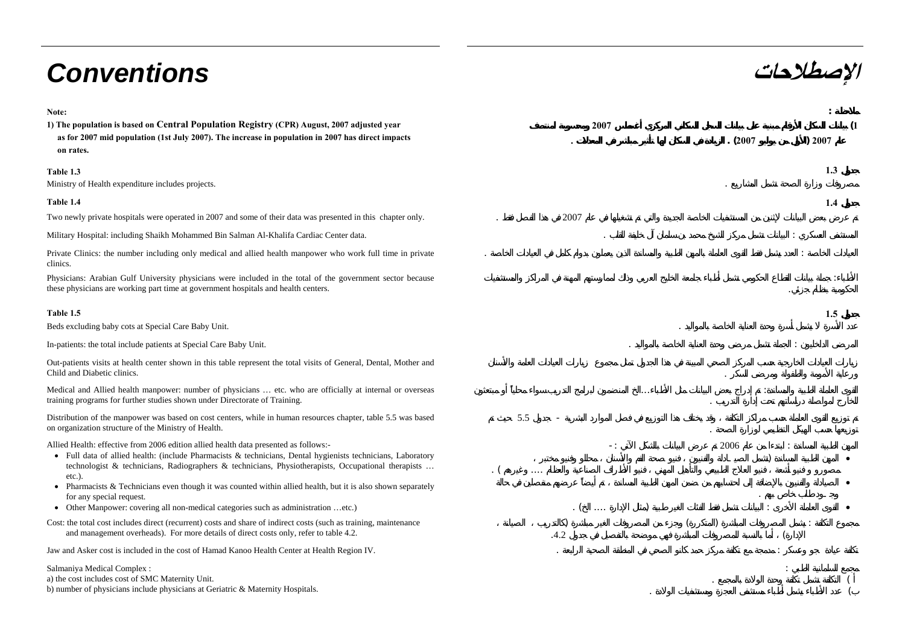# Conventions

# الإصطلاحات

**Note:**

**1) The population is based on Central Population Registry (CPR) August, 2007 adjusted year as for 2007 mid population (1st July 2007). The increase in population in 2007 has direct impacts on rates.**

**Table 1.3**

Ministry of Health expenditure includes projects.

**Table 1.4**

Two newly private hospitals were operated in 2007 and some of their data was presented in this chapter only.

Military Hospital: including Shaikh Mohammed Bin Salman Al-Khalifa Cardiac Center data.

Private Clinics: the number including only medical and allied health manpower who work full time in private clinics.

Physicians: Arabian Gulf University physicians were included in the total of the government sector because these physicians are working part time at government hospitals and health centers.

**Table 1.5**

Beds excluding baby cots at Special Care Baby Unit.

In-patients: the total include patients at Special Care Baby Unit.

Out-patients visits at health center shown in this table represent the total visits of General, Dental, Mother and Child and Diabetic clinics.

Medical and Allied health manpower: number of physicians … etc. who are officially at internal or overseas training programs for further studies shown under Directorate of Training.

Distribution of the manpower was based on cost centers, while in human resources chapter, table 5.5 was based on organization structure of the Ministry of Health.

Allied Health: effective from 2006 edition allied health data presented as follows:-

- Full data of allied health: (include Pharmacists & technicians, Dental hygienists technicians, Laboratory technologist & technicians, Radiographers & technicians, Physiotherapists, Occupational therapists … etc.).
- Pharmacists & Technicians even though it was counted within allied health, but it is also shown separately for any special request.
- Other Manpower: covering all non-medical categories such as administration …etc.)

Cost: the total cost includes direct (recurrent) costs and share of indirect costs (such as training, maintenance and management overheads). For more details of direct costs only, refer to table 4.2.

Jaw and Asker cost is included in the cost of Hamad Kanoo Health Center at Health Region IV.

Salmaniya Medical Complex :

a) the cost includes cost of SMC Maternity Unit.

b) number of physicians include physicians at Geriatric & Maternity Hospitals.

**ملاحظة :**

**1) بيانات السكان الأرقام مبنية على بيانات السجل السكاني المركزي أغسطس 2007 ومحسوبة لمنتصف عام 2007 (الأول من يوليو 2007) . الزيادة في السكان لها تأثير مباشر في المعدلات .**

**جدول 1.3**

مصروفات وزارة الصحة تشمل المشاريع .

**جدول 1.4**

تم عرض بعض البيانات لإثنين من المستشفيات الخاصة الجديدة والتي تم تشغيلها في عام 2007 في هذا الفصل فقط .

المستشفى العسكري : البيانات تشمل مركز الشيخ محمد بن سلمان آل خليفة للقلب .

العيادات الخاصة : العدد يشمل فقط القوى العاملة بالمهن الطبية والمساندة الذين يعملون بدوام كامل في العيادات الخاصة .

الأطباء: جملة بيانات القطاع الحكومي تشمل أطباء جامعة الخليج العربي وذلك لممارستهم المهنة في المراكز والمستشفيات الحكومية بنظام جزئي.

**جدول 1.5**

عدد الأسرة لا يشمل أسرة وحدة العناية الخاصة بالمواليد .

المرضى الداخليون : الجملة تشمل مرضى وحدة العناية الخاصة بالمواليد .

زيارات العيادات الخارجية حسب المراكز الصحي المبينة في هذا الجدول تمثل مجموع زيارات العيادات العامة والأسنان ورعاية الأمومة والطفولة ومرضى السكر .

القوى العاملة الطبية والمساندة: تم إدراج بعض البيانات مثل الأطباء...الخ المنضمين لبرامج التدريب سواء محلياً أو مبتعثين للخارج لمواصلة دراستهم تحت إدارة التدريب .

تم توزيع القوى العاملة حسب مراكز التكلفة ، وقد يختلف هذا التوزيع في فصل الموارد البشرية - جدول 5.5 حيث تم توزيعها حسب الهيكل التنظيمي لوزارة الصحة .

المهن الطبية المساندة : ابتدءا من عام 2006 تم عرض البيانات بالشكل الآتي : -

- المهن الطبية المساندة (تشمل الصيادلة والفنيين ، فنيو صحة الفم والأسنان ، محللو وفنيو مختبر ، مصورو و فنيو أشعة ، فنيو العلاج الطبيعي والتأهيل المهني ، فنيو الأطراف الصناعية والعظام .... وغيرهم ) .
- الصيادلة والفنيين بالإضافة إلى احتسابهم من ضمن المهن الطبية المساندة ، تم أيضاً عرضهم منفصلين في حالة وجـود طلب خاص بهم .
- القوى العاملة الأخرى : البيانات تشمل فقط الفئات الغير طبية (مثل الإدارة .... الخ) .

مجموع التكلفة : يشمل المصروفات المباشرة (المتكررة) وجزء من المصروفات الغير مباشرة (كالتدريب ، الصيانة ، الإدارة) ، أما بالنسبة للمصروفات المباشرة فهي موضحة بالتفصيل في جدول 4.2.

تكلفة عيادة جو وعسكر : مدمجة مع تكلفة مركز حمد كانو الصحي في المنطقة الصحية الرابعة .

مجمع السلمانية الطبي :

أ ) التكلفة تشمل تكلفة وحدة الولادة بالمجمع .

ب) عدد الأطباء يشمل أطباء مستشفى العجزة ومستشفيات الولادة .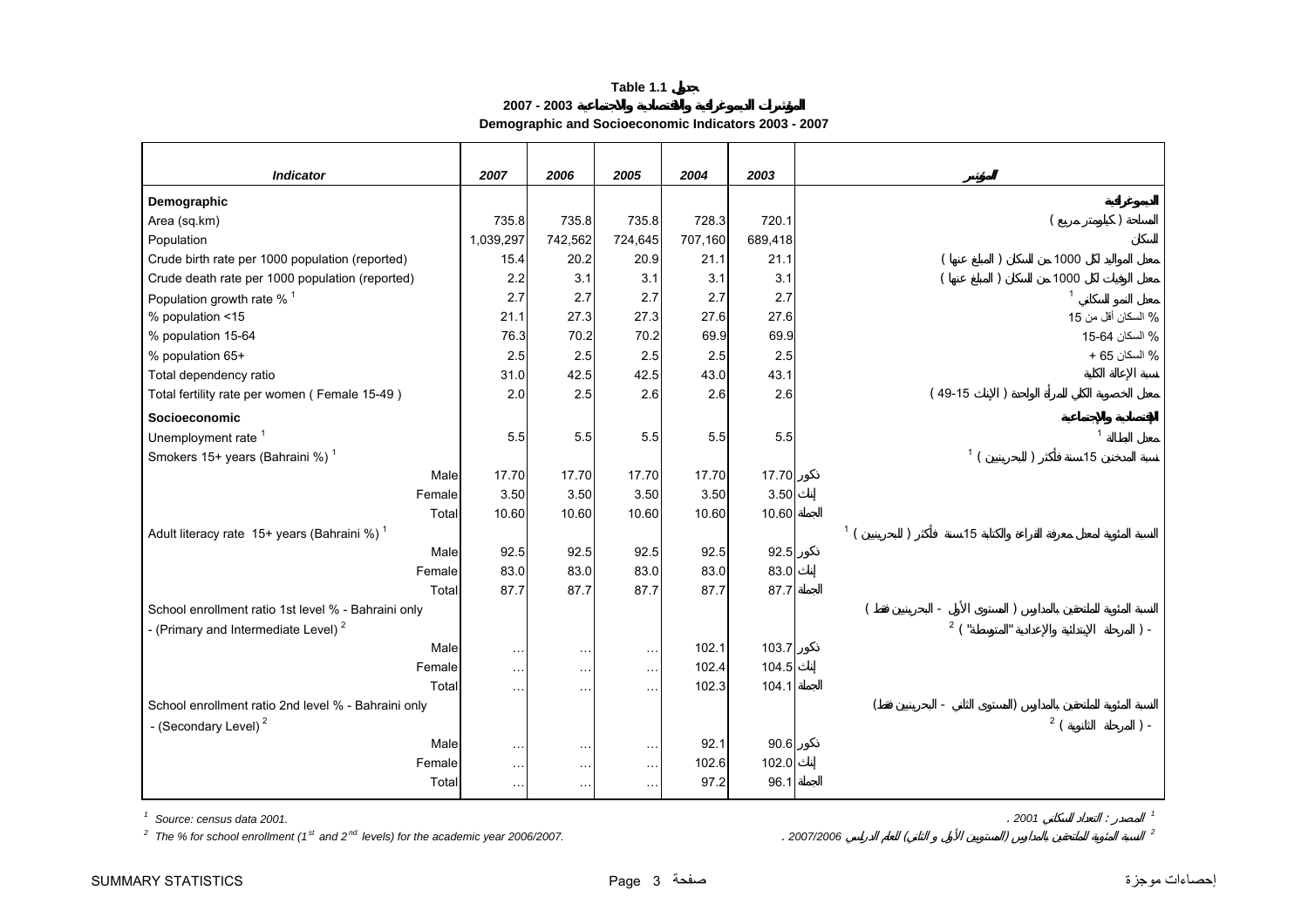**Table 1.1 جدول**

**المؤشرات الديموغرافية والاقتصادية والاجتماعية 2003 - 2007**

**Demographic and Socioeconomic Indicators 2003 - 2007**

| *Indicator* | *2007* | *2006* | *2005* | *2004* | *2003* | | *المؤشر* |
|---|---|---|---|---|---|---|---|
| **Demographic** | | | | | | | **الديموغرافية** |
| Area (sq.km) | 735.8 | 735.8 | 735.8 | 728.3 | 720.1 | | المساحة ( كيلومتر مربع ) |
| Population | 1,039,297 | 742,562 | 724,645 | 707,160 | 689,418 | | السكان |
| Crude birth rate per 1000 population (reported) | 15.4 | 20.2 | 20.9 | 21.1 | 21.1 | | معدل المواليد لكل 1000 من السكان ( المبلغ عنها ) |
| Crude death rate per 1000 population (reported) | 2.2 | 3.1 | 3.1 | 3.1 | 3.1 | | معدل الوفيات لكل 1000 من السكان ( المبلغ عنها ) |
| Population growth rate % [1] | 2.7 | 2.7 | 2.7 | 2.7 | 2.7 | | معدل النمو السكاني [1] |
| % population <15 | 21.1 | 27.3 | 27.3 | 27.6 | 27.6 | | % السكان أقل من 15 |
| % population 15-64 | 76.3 | 70.2 | 70.2 | 69.9 | 69.9 | | % السكان 15-64 |
| % population 65+ | 2.5 | 2.5 | 2.5 | 2.5 | 2.5 | | % السكان 65 + |
| Total dependency ratio | 31.0 | 42.5 | 42.5 | 43.0 | 43.1 | | نسبة الإعالة الكلية |
| Total fertility rate per women ( Female 15-49 ) | 2.0 | 2.5 | 2.6 | 2.6 | 2.6 | | معدل الخصوبة الكلي للمرأة الواحدة ( الإناث 15-49 ) |
| **Socioeconomic** | | | | | | | **الاقتصادية والاجتماعية** |
| Unemployment rate [1] | 5.5 | 5.5 | 5.5 | 5.5 | 5.5 | | معدل البطالة [1] |
| Smokers 15+ years (Bahraini %) [1] | | | | | | | نسبة المدخنين 15سنة فأكثر ( للبحرينيين ) [1] |
| Male | 17.70 | 17.70 | 17.70 | 17.70 | 17.70 | ذكور | |
| Female | 3.50 | 3.50 | 3.50 | 3.50 | 3.50 | إناث | |
| Total | 10.60 | 10.60 | 10.60 | 10.60 | 10.60 | الجملة | |
| Adult literacy rate 15+ years (Bahraini %) [1] | | | | | | | النسبة المئوية لمعدل معرفة القراءة والكتابة 15سنة فأكثر ( للبحرينيين ) [1] |
| Male | 92.5 | 92.5 | 92.5 | 92.5 | 92.5 | ذكور | |
| Female | 83.0 | 83.0 | 83.0 | 83.0 | 83.0 | إناث | |
| Total | 87.7 | 87.7 | 87.7 | 87.7 | 87.7 | الجملة | |
| School enrollment ratio 1st level % - Bahraini only - (Primary and Intermediate Level) [2] | | | | | | | النسبة المئوية للملتحقين بالمدارس ( المستوى الأول - البحرينيين فقط ) - ( المرحلة الإبتدائية والإعدادية "المتوسطة" ) [2] |
| Male | … | … | … | 102.1 | 103.7 | ذكور | |
| Female | … | … | … | 102.4 | 104.5 | إناث | |
| Total | … | … | … | 102.3 | 104.1 | الجملة | |
| School enrollment ratio 2nd level % - Bahraini only - (Secondary Level) [2] | | | | | | | النسبة المئوية للملتحقين بالمدارس (المستوى الثاني - البحرينيين فقط) - ( المرحلة الثانوية ) [2] |
| Male | … | … | … | 92.1 | 90.6 | ذكور | |
| Female | … | … | … | 102.6 | 102.0 | إناث | |
| Total | … | … | … | 97.2 | 96.1 | الجملة | |

[1] *Source: census data 2001.* — [1] المصدر : التعداد السكاني 2001 .

[2] *The % for school enrollment (1st and 2nd levels) for the academic year 2006/2007.* — [2] النسبة المئوية للملتحقين بالمدارس (المستويين الأول و الثاني) للعام الدراسي 2007/2006 .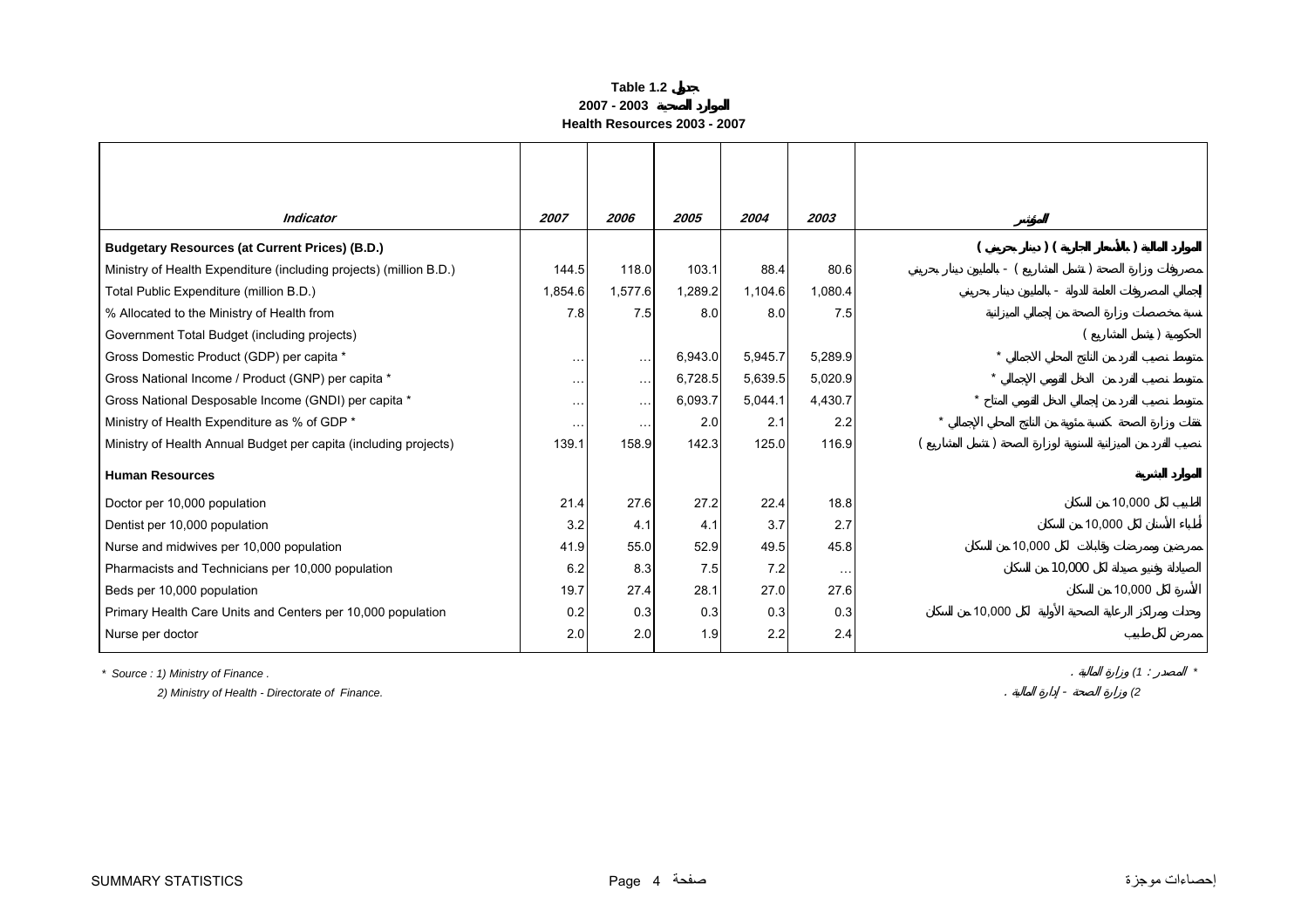**Table 1.2 جدول**

**2007 - 2003 الموارد الصحية**

**Health Resources 2003 - 2007**

| Indicator | 2007 | 2006 | 2005 | 2004 | 2003 | المؤشر |
|---|---|---|---|---|---|---|
| **Budgetary Resources (at Current Prices) (B.D.)** | | | | | | **الموارد المالية ( بالأسعار الجارية ) ( دينار بحريني )** |
| Ministry of Health Expenditure (including projects) (million B.D.) | 144.5 | 118.0 | 103.1 | 88.4 | 80.6 | مصروفات وزارة الصحة ( تشمل المشاريع ) - بالمليون دينار بحريني |
| Total Public Expenditure (million B.D.) | 1,854.6 | 1,577.6 | 1,289.2 | 1,104.6 | 1,080.4 | إجمالي المصروفات العامة للدولة - بالمليون دينار بحريني |
| % Allocated to the Ministry of Health from | 7.8 | 7.5 | 8.0 | 8.0 | 7.5 | نسبة مخصصات وزارة الصحة من إجمالي الميزانية |
| Government Total Budget (including projects) | | | | | | الحكومية ( يشمل المشاريع ) |
| Gross Domestic Product (GDP) per capita * | … | … | 6,943.0 | 5,945.7 | 5,289.9 | متوسط نصيب الفرد من الناتج المحلي الاجمالي * |
| Gross National Income / Product (GNP) per capita * | … | … | 6,728.5 | 5,639.5 | 5,020.9 | متوسط نصيب الفرد من الدخل القومي الإجمالي * |
| Gross National Desposable Income (GNDI) per capita * | … | … | 6,093.7 | 5,044.1 | 4,430.7 | متوسط نصيب الفرد من إجمالي الدخل القومي المتاح * |
| Ministry of Health Expenditure as % of GDP * | … | … | 2.0 | 2.1 | 2.2 | نفقات وزارة الصحة كنسبة مئوية من الناتج المحلي الإجمالي * |
| Ministry of Health Annual Budget per capita (including projects) | 139.1 | 158.9 | 142.3 | 125.0 | 116.9 | نصيب الفرد من الميزانية السنوية لوزارة الصحة ( تشمل المشاريع ) |
| **Human Resources** | | | | | | **الموارد البشرية** |
| Doctor per 10,000 population | 21.4 | 27.6 | 27.2 | 22.4 | 18.8 | الطبيب لكل 10,000 من السكان |
| Dentist per 10,000 population | 3.2 | 4.1 | 4.1 | 3.7 | 2.7 | أطباء الأسنان لكل 10,000 من السكان |
| Nurse and midwives per 10,000 population | 41.9 | 55.0 | 52.9 | 49.5 | 45.8 | ممرضين وممرضات وقابلات لكل 10,000 من السكان |
| Pharmacists and Technicians per 10,000 population | 6.2 | 8.3 | 7.5 | 7.2 | … | الصيادلة وفنيو صيدلة لكل 10,000 من السكان |
| Beds per 10,000 population | 19.7 | 27.4 | 28.1 | 27.0 | 27.6 | الأسرة لكل 10,000 من السكان |
| Primary Health Care Units and Centers per 10,000 population | 0.2 | 0.3 | 0.3 | 0.3 | 0.3 | وحدات ومراكز الرعاية الصحية الأولية لكل 10,000 من السكان |
| Nurse per doctor | 2.0 | 2.0 | 1.9 | 2.2 | 2.4 | ممرض لكل طبيب |

\* Source : 1) Ministry of Finance .
2) Ministry of Health - Directorate of Finance.

\* المصدر : 1) وزارة المالية .
2) وزارة الصحة - إدارة المالية .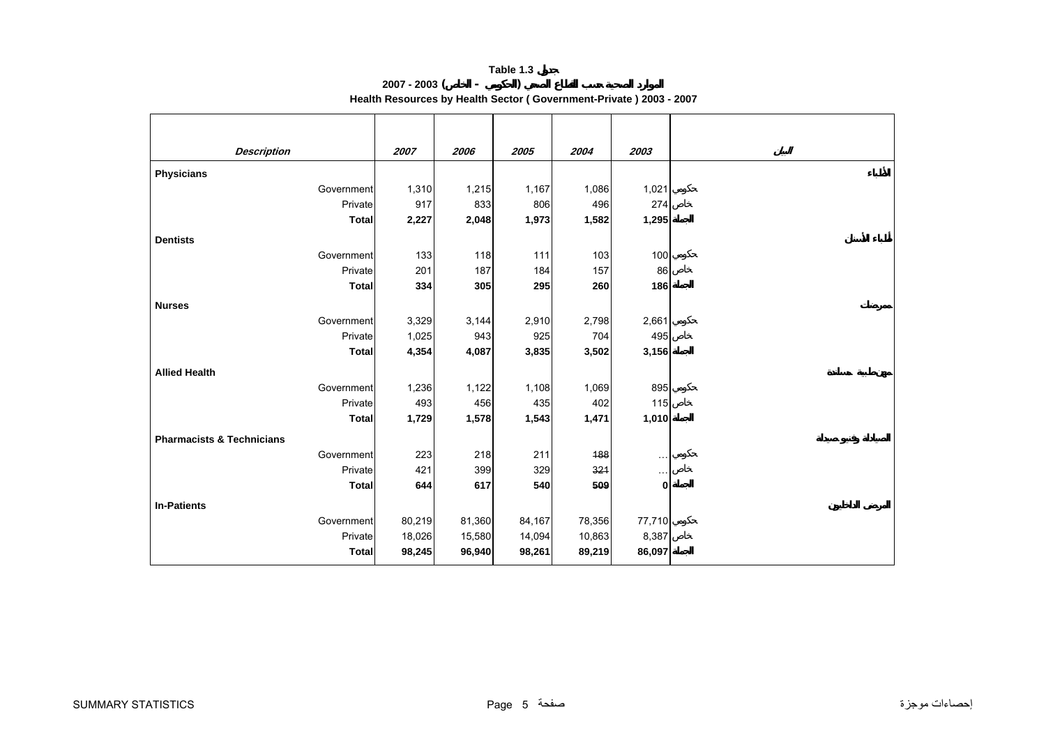**Table 1.3 جدول**

**الموارد الصحية حسب القطاع الصحي (الحكومي - الخاص) 2003 - 2007**

**Health Resources by Health Sector ( Government-Private ) 2003 - 2007**

| *Description* | | *2007* | *2006* | *2005* | *2004* | *2003* | | البيان |
|---|---|---|---|---|---|---|---|---|
| **Physicians** | | | | | | | | الأطباء |
| | Government | 1,310 | 1,215 | 1,167 | 1,086 | 1,021 | حكومي | |
| | Private | 917 | 833 | 806 | 496 | 274 | خاص | |
| | **Total** | **2,227** | **2,048** | **1,973** | **1,582** | **1,295** | **الجملة** | |
| **Dentists** | | | | | | | | أطباء الأسنان |
| | Government | 133 | 118 | 111 | 103 | 100 | حكومي | |
| | Private | 201 | 187 | 184 | 157 | 86 | خاص | |
| | **Total** | **334** | **305** | **295** | **260** | **186** | **الجملة** | |
| **Nurses** | | | | | | | | ممرضين |
| | Government | 3,329 | 3,144 | 2,910 | 2,798 | 2,661 | حكومي | |
| | Private | 1,025 | 943 | 925 | 704 | 495 | خاص | |
| | **Total** | **4,354** | **4,087** | **3,835** | **3,502** | **3,156** | **الجملة** | |
| **Allied Health** | | | | | | | | مهن طبية مساندة |
| | Government | 1,236 | 1,122 | 1,108 | 1,069 | 895 | حكومي | |
| | Private | 493 | 456 | 435 | 402 | 115 | خاص | |
| | **Total** | **1,729** | **1,578** | **1,543** | **1,471** | **1,010** | **الجملة** | |
| **Pharmacists & Technicians** | | | | | | | | الصيادلة وفنيو صيدلة |
| | Government | 223 | 218 | 211 | ~~188~~ | ... | حكومي | |
| | Private | 421 | 399 | 329 | ~~321~~ | ... | خاص | |
| | **Total** | **644** | **617** | **540** | **~~509~~** | **0** | **الجملة** | |
| **In-Patients** | | | | | | | | المرضى الداخليون |
| | Government | 80,219 | 81,360 | 84,167 | 78,356 | 77,710 | حكومي | |
| | Private | 18,026 | 15,580 | 14,094 | 10,863 | 8,387 | خاص | |
| | **Total** | **98,245** | **96,940** | **98,261** | **89,219** | **86,097** | **الجملة** | |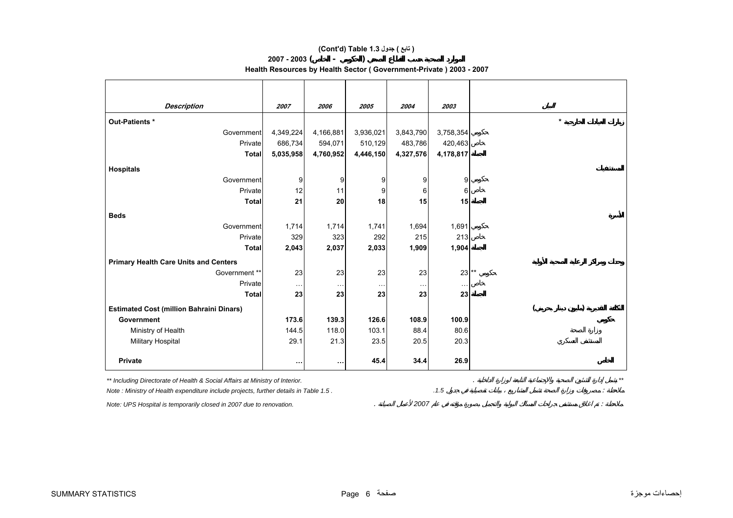# (Cont'd) Table 1.3 جدول ( تابع )

## الموارد الصحية حسب القطاع الصحي (الحكومي - الخاص) 2003 - 2007

## Health Resources by Health Sector ( Government-Private ) 2003 - 2007

| *Description* | *2007* | *2006* | *2005* | *2004* | *2003* | البيان |
|---|---|---|---|---|---|---|
| **Out-Patients *** | | | | | | زيارات العيادات الخارجية * |
| Government | 4,349,224 | 4,166,881 | 3,936,021 | 3,843,790 | 3,758,354 | حكومي |
| Private | 686,734 | 594,071 | 510,129 | 483,786 | 420,463 | خاص |
| **Total** | **5,035,958** | **4,760,952** | **4,446,150** | **4,327,576** | **4,178,817** | الجملة |
| **Hospitals** | | | | | | المستشفيات |
| Government | 9 | 9 | 9 | 9 | 9 | حكومي |
| Private | 12 | 11 | 9 | 6 | 6 | خاص |
| **Total** | **21** | **20** | **18** | **15** | **15** | الجملة |
| **Beds** | | | | | | الأسرة |
| Government | 1,714 | 1,714 | 1,741 | 1,694 | 1,691 | حكومي |
| Private | 329 | 323 | 292 | 215 | 213 | خاص |
| **Total** | **2,043** | **2,037** | **2,033** | **1,909** | **1,904** | الجملة |
| **Primary Health Care Units and Centers** | | | | | | وحدات ومراكز الرعاية الصحية الأولية |
| Government ** | 23 | 23 | 23 | 23 | 23 | حكومي ** |
| Private | … | … | … | … | … | خاص |
| **Total** | **23** | **23** | **23** | **23** | **23** | الجملة |
| **Estimated Cost (million Bahraini Dinars)** | | | | | | التكلفة التقديرية (مليون دينار بحريني) |
| **Government** | **173.6** | **139.3** | **126.6** | **108.9** | **100.9** | حكومي |
| Ministry of Health | 144.5 | 118.0 | 103.1 | 88.4 | 80.6 | وزارة الصحة |
| Military Hospital | 29.1 | 21.3 | 23.5 | 20.5 | 20.3 | المستشفى العسكري |
| **Private** | **…** | **…** | **45.4** | **34.4** | **26.9** | الخاص |

*** Including Directorate of Health & Social Affairs at Ministry of Interior.* ** تشمل إدارة الشئون الصحية والاجتماعية التابعة لوزارة الداخلية .

*Note : Ministry of Health expenditure include projects, further details in Table 1.5 .* ملاحظة : مصروفات وزارة الصحة تشمل المشاريع ، بيانات تفصيلية في جدول 1.5.

*Note: UPS Hospital is temporarily closed in 2007 due to renovation.* ملاحظة : تم اغلاق مستشفى جراحات المسالك البولية والتجميل بصورة مؤقتة في عام 2007 لأعمال الصيانة .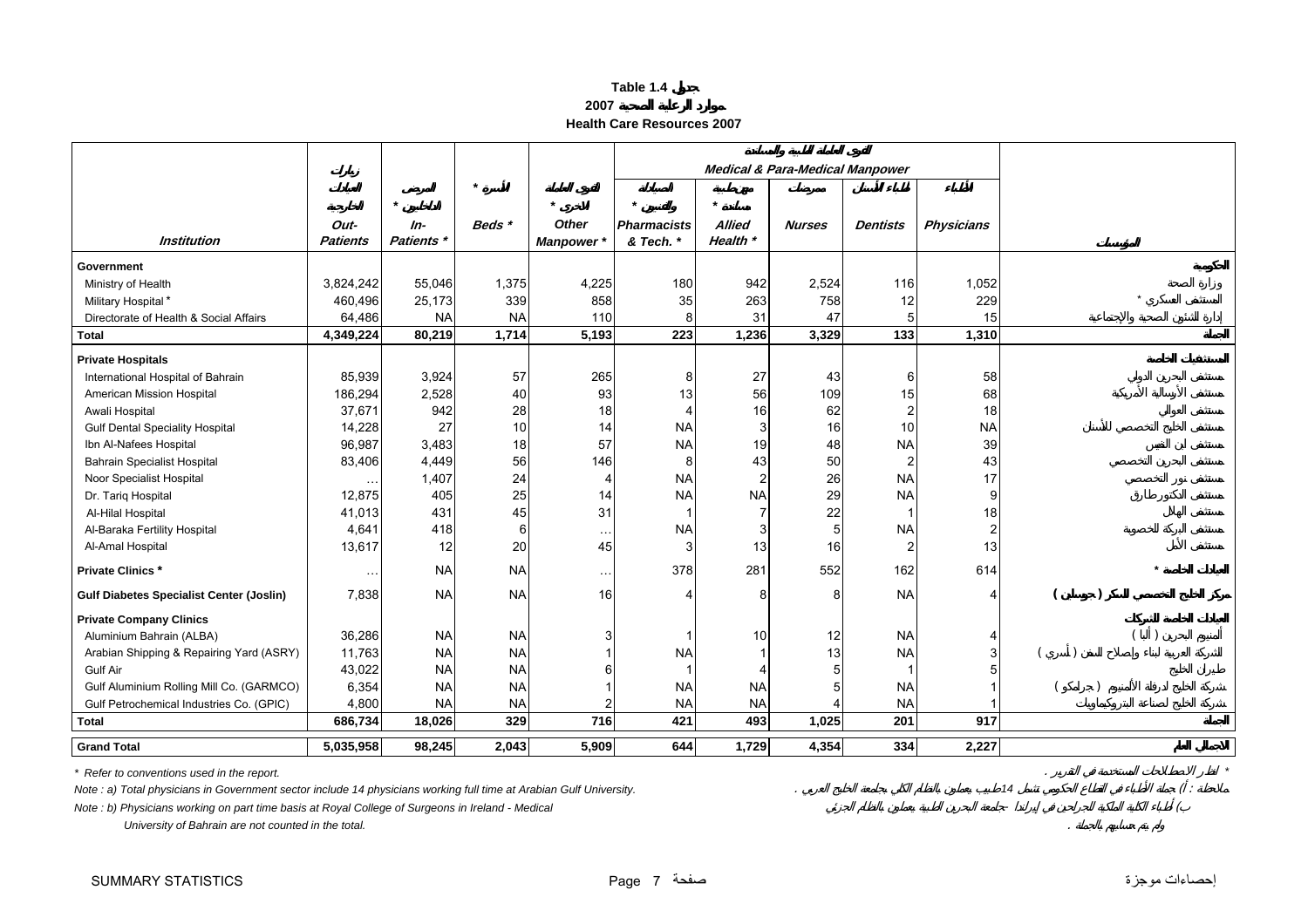**Table 1.4 جدول**

**2007 موارد الرعاية الصحية**

**Health Care Resources 2007**

| Institution | Out-Patients زيارات العيادات الخارجية | In-Patients * المرضى الداخليين * | Beds * الأسرة * | Other Manpower * القوى العاملة الأخرى * | Medical & Para-Medical Manpower القوى العاملة الطبية والمساندة | | | | | المؤسسة |
|---|---|---|---|---|---|---|---|---|---|---|
| | | | | | Pharmacists & Tech. * الصيادلة والفنيين * | Allied Health * مهن طبية مساندة * | Nurses ممرضين | Dentists أطباء الأسنان | Physicians الأطباء | |
| **Government** | | | | | | | | | | **الحكومية** |
| Ministry of Health | 3,824,242 | 55,046 | 1,375 | 4,225 | 180 | 942 | 2,524 | 116 | 1,052 | وزارة الصحة |
| Military Hospital * | 460,496 | 25,173 | 339 | 858 | 35 | 263 | 758 | 12 | 229 | المستشفى العسكري * |
| Directorate of Health & Social Affairs | 64,486 | NA | NA | 110 | 8 | 31 | 47 | 5 | 15 | إدارة الشئون الصحية والإجتماعية |
| **Total** | **4,349,224** | **80,219** | **1,714** | **5,193** | **223** | **1,236** | **3,329** | **133** | **1,310** | **الجملة** |
| **Private Hospitals** | | | | | | | | | | **المستشفيات الخاصة** |
| International Hospital of Bahrain | 85,939 | 3,924 | 57 | 265 | 8 | 27 | 43 | 6 | 58 | مستشفى البحرين الدولي |
| American Mission Hospital | 186,294 | 2,528 | 40 | 93 | 13 | 56 | 109 | 15 | 68 | مستشفى الأرسالية الأمريكية |
| Awali Hospital | 37,671 | 942 | 28 | 18 | 4 | 16 | 62 | 2 | 18 | مستشفى العوالي |
| Gulf Dental Speciality Hospital | 14,228 | 27 | 10 | 14 | NA | 3 | 16 | 10 | NA | مستشفى الخليج التخصصي للأسنان |
| Ibn Al-Nafees Hospital | 96,987 | 3,483 | 18 | 57 | NA | 19 | 48 | NA | 39 | مستشفى ابن النفيس |
| Bahrain Specialist Hospital | 83,406 | 4,449 | 56 | 146 | 8 | 43 | 50 | 2 | 43 | مستشفى البحرين التخصصي |
| Noor Specialist Hospital | … | 1,407 | 24 | 4 | NA | 2 | 26 | NA | 17 | مستشفى نور التخصصي |
| Dr. Tariq Hospital | 12,875 | 405 | 25 | 14 | NA | NA | 29 | NA | 9 | مستشفى الدكتور طارق |
| Al-Hilal Hospital | 41,013 | 431 | 45 | 31 | 1 | 7 | 22 | 1 | 18 | مستشفى الهلال |
| Al-Baraka Fertility Hospital | 4,641 | 418 | 6 | … | NA | 3 | 5 | NA | 2 | مستشفى البركة للخصوبة |
| Al-Amal Hospital | 13,617 | 12 | 20 | 45 | 3 | 13 | 16 | 2 | 13 | مستشفى الأمل |
| **Private Clinics *** | … | NA | NA | … | 378 | 281 | 552 | 162 | 614 | **العيادات الخاصة *** |
| **Gulf Diabetes Specialist Center (Joslin)** | 7,838 | NA | NA | 16 | 4 | 8 | 8 | NA | 4 | **مركز الخليج التخصصي للسكر ( جوسلين )** |
| **Private Company Clinics** | | | | | | | | | | **عيادات الشركات الخاصة** |
| Aluminium Bahrain (ALBA) | 36,286 | NA | NA | 3 | 1 | 10 | 12 | NA | 4 | ألمنيوم البحرين ( ألبا ) |
| Arabian Shipping & Repairing Yard (ASRY) | 11,763 | NA | NA | 1 | NA | 1 | 13 | NA | 3 | الشركة العربية لبناء وإصلاح السفن ( أسري ) |
| Gulf Air | 43,022 | NA | NA | 6 | 1 | 4 | 5 | 1 | 5 | طيران الخليج |
| Gulf Aluminium Rolling Mill Co. (GARMCO) | 6,354 | NA | NA | 1 | NA | NA | 5 | NA | 1 | شركة الخليج لدرفلة الألمنيوم ( جارمكو ) |
| Gulf Petrochemical Industries Co. (GPIC) | 4,800 | NA | NA | 2 | NA | NA | 4 | NA | 1 | شركة الخليج لصناعة البتروكيماويات |
| **Total** | **686,734** | **18,026** | **329** | **716** | **421** | **493** | **1,025** | **201** | **917** | **الجملة** |
| **Grand Total** | **5,035,958** | **98,245** | **2,043** | **5,909** | **644** | **1,729** | **4,354** | **334** | **2,227** | **الجملة العام** |

* Refer to conventions used in the report. * أنظر الاصطلاحات المستخدمة في التقرير .

Note : a) Total physicians in Government sector include 14 physicians working full time at Arabian Gulf University. ملاحظة : أ) جملة الأطباء في القطاع الحكومي تشمل 14 طبيب يعملون بالنظام الكلي بجامعة الخليج العربي .

Note : b) Physicians working on part time basis at Royal College of Surgeons in Ireland - Medical University of Bahrain are not counted in the total. ب) أطباء الكلية الملكية للجراحين في إيرلندا - جامعة البحرين الطبية يعملون بالنظام الجزئي ولم يتم حسابهم بالجملة .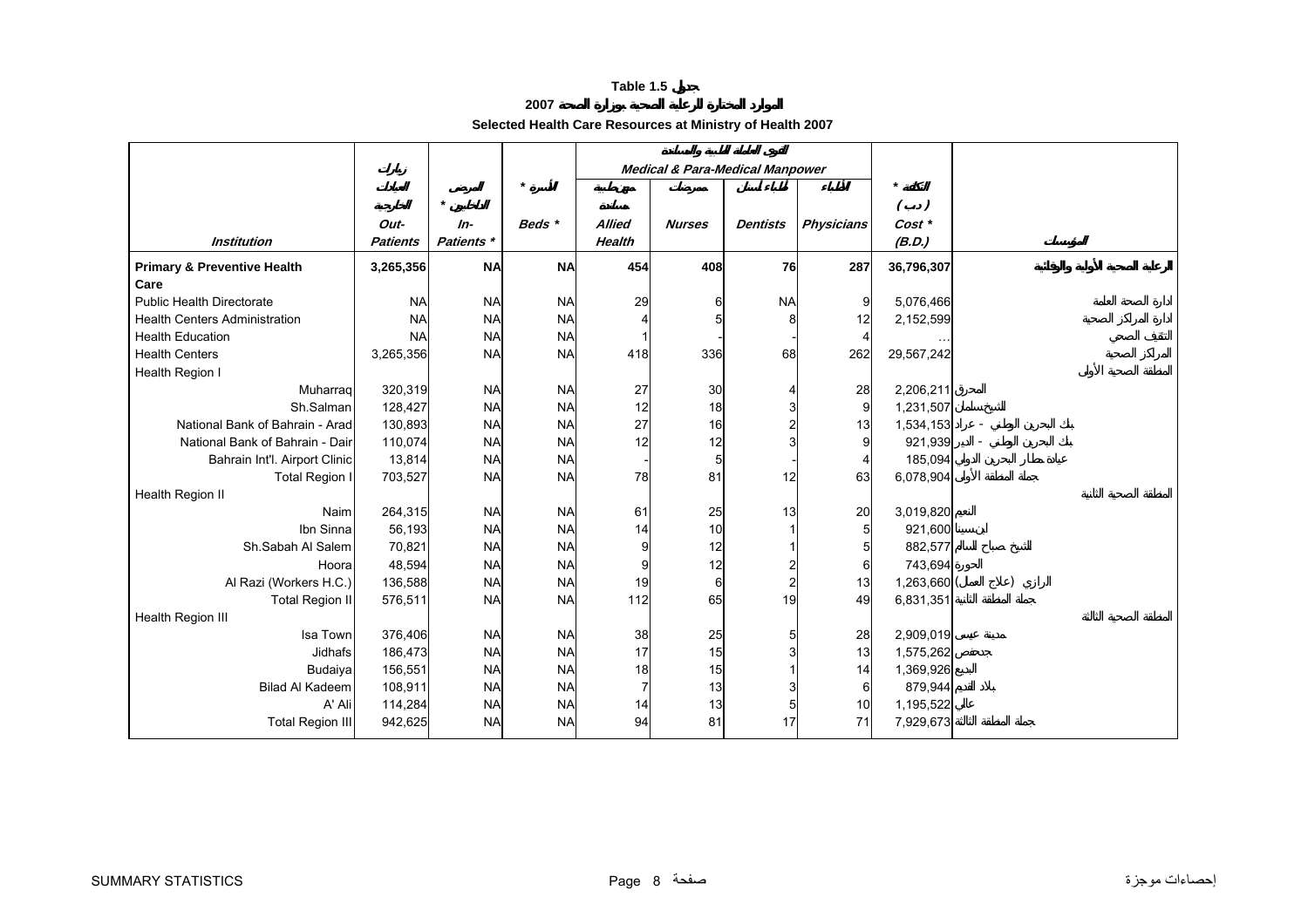**Table 1.5 جدول**

**الموارد المختارة للرعاية الصحية بوزارة الصحة 2007**

**Selected Health Care Resources at Ministry of Health 2007**

| | زيارات العيادات الخارجية | المرضى الداخليين * | الأسرة * | القوى العاملة الطبية والمساندة | | | | التكلفة * (د.ب) | |
|---|---|---|---|---|---|---|---|---|---|
| | | | | Medical & Para-Medical Manpower | | | | | |
| | | | | مهن صحية مساندة | ممرضات | أطباء أسنان | الأطباء | | |
| *Institution* | *Out-Patients* | *In-Patients ** | *Beds ** | *Allied Health* | *Nurses* | *Dentists* | *Physicians* | *Cost * (B.D.)* | المؤسسة |
| **Primary & Preventive Health Care** | **3,265,356** | **NA** | **NA** | **454** | **408** | **76** | **287** | **36,796,307** | **الرعاية الصحية الأولية والوقائية** |
| Public Health Directorate | NA | NA | NA | 29 | 6 | NA | 9 | 5,076,466 | ادارة الصحة العامة |
| Health Centers Administration | NA | NA | NA | 4 | 5 | 8 | 12 | 2,152,599 | ادارة المراكز الصحية |
| Health Education | NA | NA | NA | 1 | - | - | 4 | … | التثقيف الصحي |
| Health Centers | 3,265,356 | NA | NA | 418 | 336 | 68 | 262 | 29,567,242 | المراكز الصحية |
| Health Region I | | | | | | | | | المنطقة الصحية الأولى |
| Muharraq | 320,319 | NA | NA | 27 | 30 | 4 | 28 | 2,206,211 | المحرق |
| Sh.Salman | 128,427 | NA | NA | 12 | 18 | 3 | 9 | 1,231,507 | الشيخ سلمان |
| National Bank of Bahrain - Arad | 130,893 | NA | NA | 27 | 16 | 2 | 13 | 1,534,153 | بنك البحرين الوطني - عراد |
| National Bank of Bahrain - Dair | 110,074 | NA | NA | 12 | 12 | 3 | 9 | 921,939 | بنك البحرين الوطني - الدير |
| Bahrain Int'l. Airport Clinic | 13,814 | NA | NA | - | 5 | - | 4 | 185,094 | عيادة مطار البحرين الدولي |
| Total Region I | 703,527 | NA | NA | 78 | 81 | 12 | 63 | 6,078,904 | جملة المنطقة الأولى |
| Health Region II | | | | | | | | | المنطقة الصحية الثانية |
| Naim | 264,315 | NA | NA | 61 | 25 | 13 | 20 | 3,019,820 | النعيم |
| Ibn Sinna | 56,193 | NA | NA | 14 | 10 | 1 | 5 | 921,600 | ابن سينا |
| Sh.Sabah Al Salem | 70,821 | NA | NA | 9 | 12 | 1 | 5 | 882,577 | الشيخ صباح السالم |
| Hoora | 48,594 | NA | NA | 9 | 12 | 2 | 6 | 743,694 | الحورة |
| Al Razi (Workers H.C.) | 136,588 | NA | NA | 19 | 6 | 2 | 13 | 1,263,660 | الرازي (علاج العمال) |
| Total Region II | 576,511 | NA | NA | 112 | 65 | 19 | 49 | 6,831,351 | جملة المنطقة الثانية |
| Health Region III | | | | | | | | | المنطقة الصحية الثالثة |
| Isa Town | 376,406 | NA | NA | 38 | 25 | 5 | 28 | 2,909,019 | مدينة عيسى |
| Jidhafs | 186,473 | NA | NA | 17 | 15 | 3 | 13 | 1,575,262 | جدحفص |
| Budaiya | 156,551 | NA | NA | 18 | 15 | 1 | 14 | 1,369,926 | البديع |
| Bilad Al Kadeem | 108,911 | NA | NA | 7 | 13 | 3 | 6 | 879,944 | بلاد القديم |
| A' Ali | 114,284 | NA | NA | 14 | 13 | 5 | 10 | 1,195,522 | عالي |
| Total Region III | 942,625 | NA | NA | 94 | 81 | 17 | 71 | 7,929,673 | جملة المنطقة الثالثة |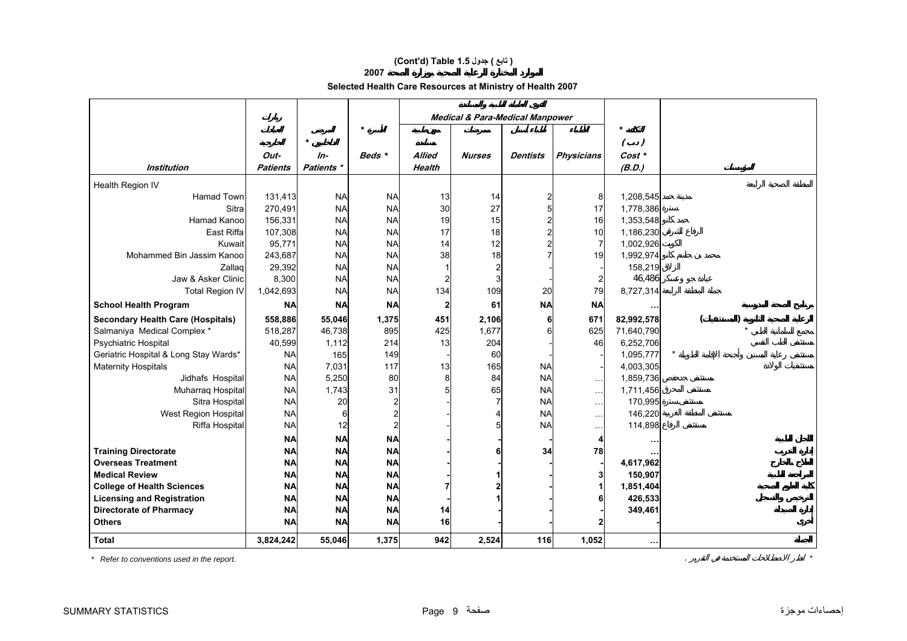**(Cont'd) Table 1.5 جدول ( تابع )**

**الموارد المختارة للرعاية الصحية بوزارة الصحة 2007**

**Selected Health Care Resources at Ministry of Health 2007**

| | زيارات العيادات الخارجية | المرضى الداخليين * | الأسرة * | القوى العاملة الطبية والمساندة | | | | التكلفة * ( د.ب ) | |
|---|---|---|---|---|---|---|---|---|---|
| | | | | Medical & Para-Medical Manpower | | | | | |
| | | | | مهن طبية مساندة | ممرضات | أطباء أسنان | الأطباء | | |
| ***Institution*** | ***Out-Patients*** | ***In-Patients **** | ***Beds **** | ***Allied Health*** | ***Nurses*** | ***Dentists*** | ***Physicians*** | ***Cost * (B.D.)*** | ***المؤسسة*** |
| Health Region IV | | | | | | | | | المنطقة الصحية الرابعة |
| Hamad Town | 131,413 | NA | NA | 13 | 14 | 2 | 8 | 1,208,545 | مدينة حمد |
| Sitra | 270,491 | NA | NA | 30 | 27 | 5 | 17 | 1,778,386 | سترة |
| Hamad Kanoo | 156,331 | NA | NA | 19 | 15 | 2 | 16 | 1,353,548 | حمد كانو |
| East Riffa | 107,308 | NA | NA | 17 | 18 | 2 | 10 | 1,186,230 | الرفاع الشرقي |
| Kuwait | 95,771 | NA | NA | 14 | 12 | 2 | 7 | 1,002,926 | الكويت |
| Mohammed Bin Jassim Kanoo | 243,687 | NA | NA | 38 | 18 | 7 | 19 | 1,992,974 | محمد بن جاسم كانو |
| Zallaq | 29,392 | NA | NA | 1 | 2 | - | - | 158,219 | الزلاق |
| Jaw & Asker Clinic | 8,300 | NA | NA | 2 | 3 | - | 2 | 46,486 | عيادة جو وعسكر |
| Total Region IV | 1,042,693 | NA | NA | 134 | 109 | 20 | 79 | 8,727,314 | جملة المنطقة الرابعة |
| **School Health Program** | **NA** | **NA** | **NA** | **2** | **61** | **NA** | **NA** | **…** | **برنامج الصحة المدرسية** |
| **Secondary Health Care (Hospitals)** | **558,886** | **55,046** | **1,375** | **451** | **2,106** | **6** | **671** | **82,992,578** | **الرعاية الصحية الثانوية (المستشفيات)** |
| Salmaniya Medical Complex * | 518,287 | 46,738 | 895 | 425 | 1,677 | 6 | 625 | 71,640,790 | مجمع السلمانية الطبي * |
| Psychiatric Hospital | 40,599 | 1,112 | 214 | 13 | 204 | - | 46 | 6,252,706 | مستشفى الطب النفسي |
| Geriatric Hospital & Long Stay Wards* | NA | 165 | 149 | - | 60 | - | - | 1,095,777 | مستشفى رعاية المسنين وأجنحة الإقامة الطويلة * |
| Maternity Hospitals | NA | 7,031 | 117 | 13 | 165 | NA | - | 4,003,305 | مستشفيات الولادة |
| Jidhafs Hospital | NA | 5,250 | 80 | 8 | 84 | NA | … | 1,859,736 | مستشفى جدحفص |
| Muharraq Hospital | NA | 1,743 | 31 | 5 | 65 | NA | … | 1,711,456 | مستشفى المحرق |
| Sitra Hospital | NA | 20 | 2 | - | 7 | NA | … | 170,995 | مستشفى سترة |
| West Region Hospital | NA | 6 | 2 | - | 4 | NA | … | 146,220 | مستشفى المنطقة الغربية |
| Riffa Hospital | NA | 12 | 2 | - | 5 | NA | … | 114,898 | مستشفى الرفاع |
| | **NA** | **NA** | **NA** | - | - | - | **4** | **…** | **المجالس الطبية** |
| **Training Directorate** | **NA** | **NA** | **NA** | - | **6** | **34** | **78** | **…** | **إدارة التدريب** |
| **Overseas Treatment** | **NA** | **NA** | **NA** | - | - | - | - | **4,617,962** | **العلاج بالخارج** |
| **Medical Review** | **NA** | **NA** | **NA** | - | **1** | - | **3** | **150,907** | **المراجعة الطبية** |
| **College of Health Sciences** | **NA** | **NA** | **NA** | **7** | **2** | - | **1** | **1,851,404** | **كلية العلوم الصحية** |
| **Licensing and Registration** | **NA** | **NA** | **NA** | - | **1** | - | **6** | **426,533** | **الترخيص والتسجيل** |
| **Directorate of Pharmacy** | **NA** | **NA** | **NA** | **14** | - | - | - | **349,461** | **إدارة الصيدلة** |
| **Others** | **NA** | **NA** | **NA** | **16** | - | - | **2** | - | **أخرى** |
| **Total** | **3,824,242** | **55,046** | **1,375** | **942** | **2,524** | **116** | **1,052** | **…** | **الجملة** |

* *Refer to conventions used in the report.* * *انظر الاصطلاحات المستخدمة في التقرير .*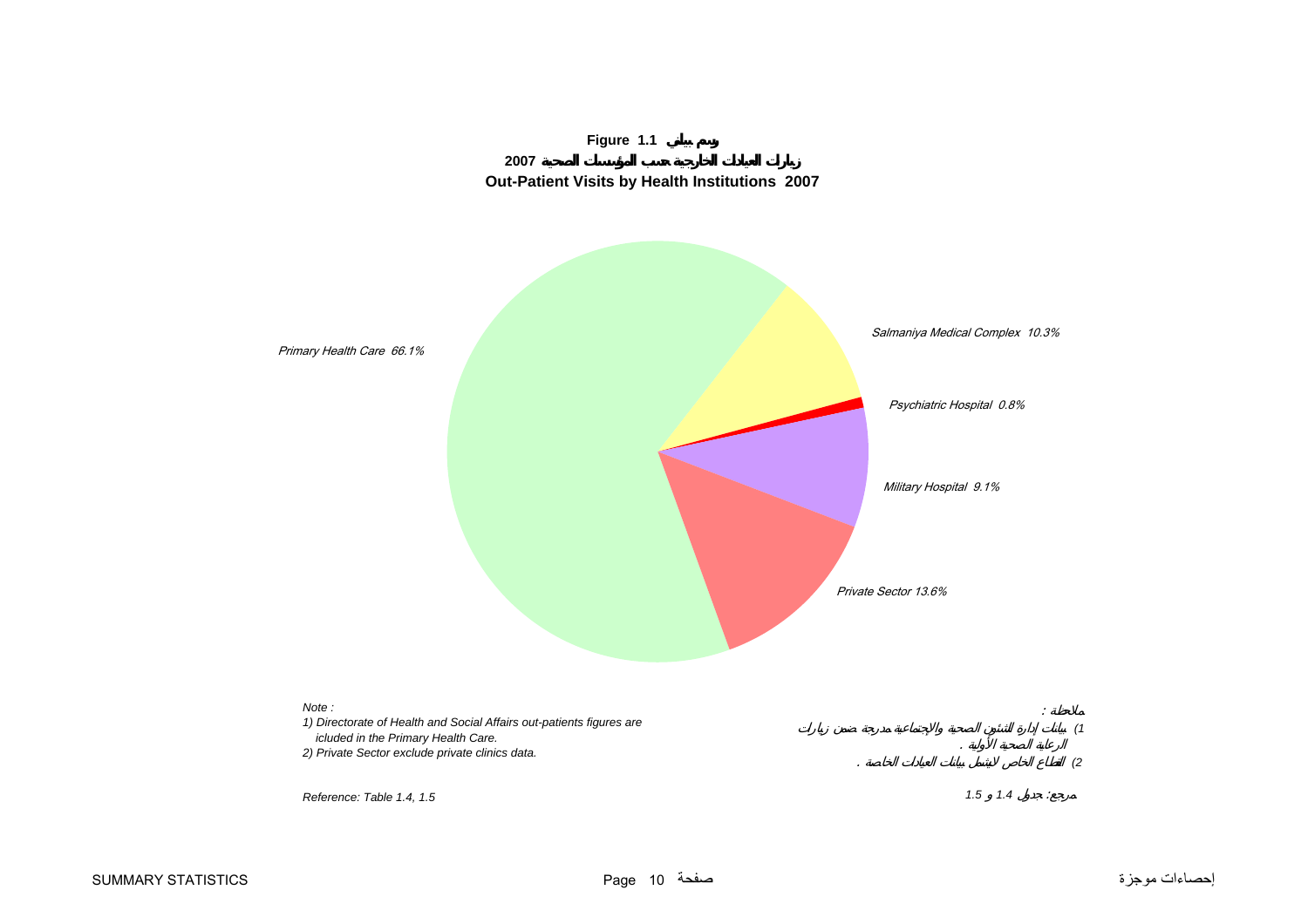**Figure 1.1 رسم بياني**

**زيارات العيادات الخارجية حسب المؤسسات الصحية 2007**

**Out-Patient Visits by Health Institutions 2007**

| Health Institution | % |
|---|---|
| Primary Health Care | 66.1% |
| Salmaniya Medical Complex | 10.3% |
| Psychiatric Hospital | 0.8% |
| Military Hospital | 9.1% |
| Private Sector | 13.6% |

*Note :*

*1) Directorate of Health and Social Affairs out-patients figures are icluded in the Primary Health Care.*

*2) Private Sector exclude private clinics data.*

*Reference: Table 1.4, 1.5*

*ملاحظة :*

*1) بيانات إدارة الشئون الصحية والاجتماعية مدرجة ضمن زيارات الرعاية الصحية الأولية .*

*2) القطاع الخاص لايشمل بيانات العيادات الخاصة .*

*مرجع: جدول 1.4 و 1.5*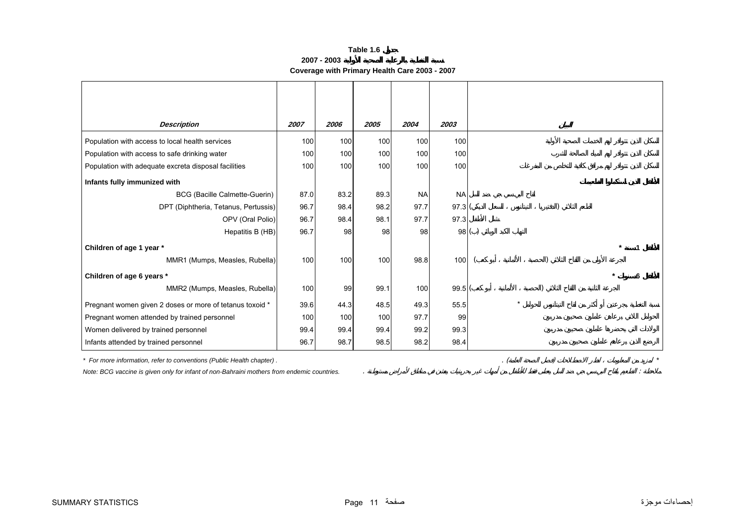**Table 1.6 جدول**

**2007 - 2003 نسبة التغطية بالرعاية الصحية الأولية**

**Coverage with Primary Health Care 2003 - 2007**

| *Description* | *2007* | *2006* | *2005* | *2004* | *2003* | البيان |
|---|---|---|---|---|---|---|
| Population with access to local health services | 100 | 100 | 100 | 100 | 100 | السكان الذين تتوافر لهم الخدمات الصحية الأولية |
| Population with access to safe drinking water | 100 | 100 | 100 | 100 | 100 | السكان الذين تتوافر لهم المياه الصالحة للشرب |
| Population with adequate excreta disposal facilities | 100 | 100 | 100 | 100 | 100 | السكان الذين تتوافر لهم مرافق كافية للتخلص من الفضلات |
| **Infants fully immunized with** | | | | | | **الأطفال الذين استكملوا التطعيم ضد** |
| BCG (Bacille Calmette-Guerin) | 87.0 | 83.2 | 89.3 | NA | NA | لقاح البي سي جي ضد السل |
| DPT (Diphtheria, Tetanus, Pertussis) | 96.7 | 98.4 | 98.2 | 97.7 | 97.3 | الطعم الثلاثي (الدفتيريا ، التيتانوس ، السعال الديكي) |
| OPV (Oral Polio) | 96.7 | 98.4 | 98.1 | 97.7 | 97.3 | شلل الأطفال |
| Hepatitis B (HB) | 96.7 | 98 | 98 | 98 | 98 | التهاب الكبد الوبائي (ب) |
| **Children of age 1 year \*** | | | | | | **الأطفال 1 سنة \*** |
| MMR1 (Mumps, Measles, Rubella) | 100 | 100 | 100 | 98.8 | 100 | الجرعة الأولى من اللقاح الثلاثي (الحصبة ، الألمانية ، أبو كعب) |
| **Children of age 6 years \*** | | | | | | **الأطفال 6 سنوات \*** |
| MMR2 (Mumps, Measles, Rubella) | 100 | 99 | 99.1 | 100 | 99.5 | الجرعة الثانية من اللقاح الثلاثي (الحصبة ، الألمانية ، أبو كعب) |
| Pregnant women given 2 doses or more of tetanus toxoid \* | 39.6 | 44.3 | 48.5 | 49.3 | 55.5 | نسبة التغطية بجرعتين أو أكثر من لقاح التيتانوس للحوامل \* |
| Pregnant women attended by trained personnel | 100 | 100 | 100 | 97.7 | 99 | الحوامل اللاتي يرعاهن عاملون صحيون مدربون |
| Women delivered by trained personnel | 99.4 | 99.4 | 99.4 | 99.2 | 99.3 | الولادات التي يحضرها عاملون صحيون مدربون |
| Infants attended by trained personnel | 96.7 | 98.7 | 98.5 | 98.2 | 98.4 | الرضع الذين يرعاهم عاملون صحيون مدربون |

*\* For more information, refer to conventions (Public Health chapter) .*

*\* لمزيد من المعلومات ، انظر الاصطلاحات (فصل الصحة العامة) .*

*Note: BCG vaccine is given only for infant of non-Bahraini mothers from endemic countries.*

*ملاحظة : التطعيم بلقاح البي سي جي ضد السل يعطى فقط للأطفال من أمهات غير بحرينيات ينتمين لمناطق أمراض مستوطنة .*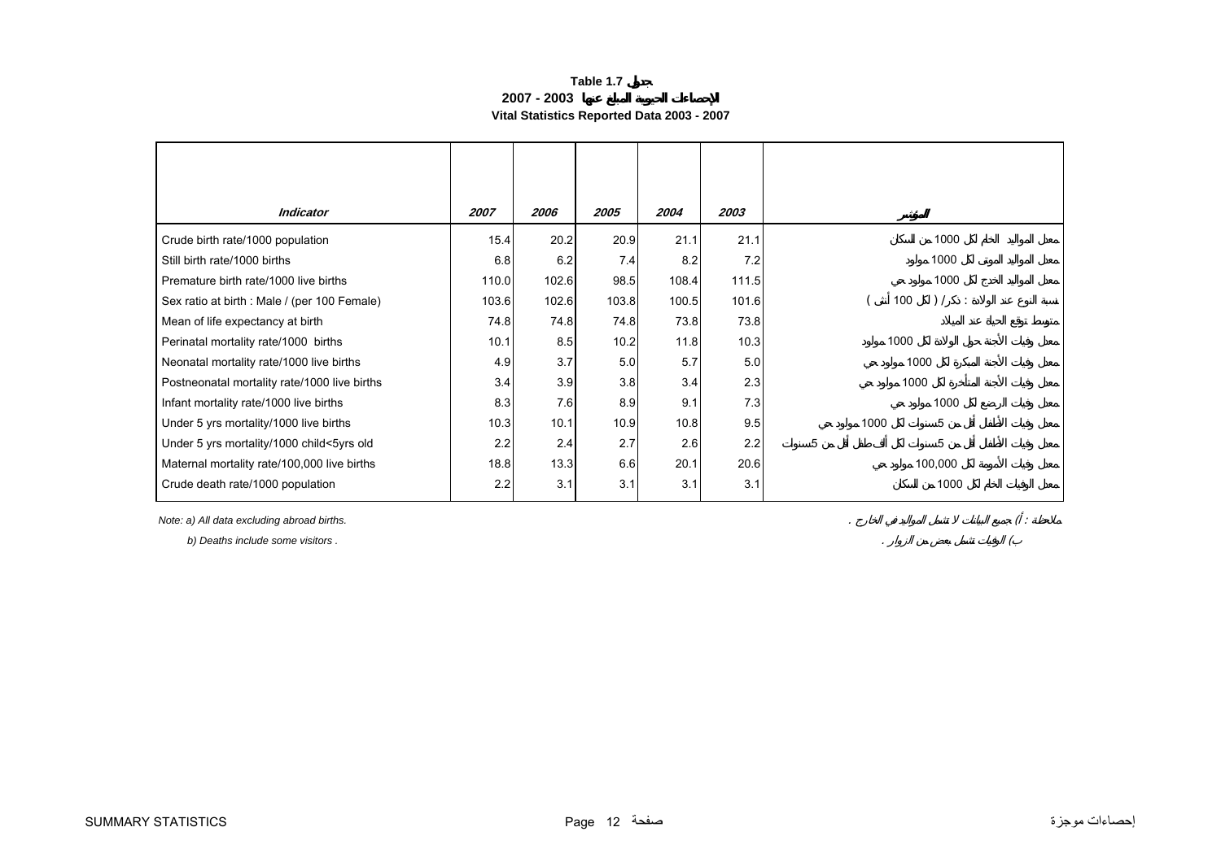**Table 1.7 جدول**

**الإحصاءات الحيوية المبلغ عنها 2003 - 2007**

**Vital Statistics Reported Data 2003 - 2007**

| *Indicator* | *2007* | *2006* | *2005* | *2004* | *2003* | المؤشر |
|---|---|---|---|---|---|---|
| Crude birth rate/1000 population | 15.4 | 20.2 | 20.9 | 21.1 | 21.1 | معدل المواليد الخام لكل 1000 من السكان |
| Still birth rate/1000 births | 6.8 | 6.2 | 7.4 | 8.2 | 7.2 | معدل المواليد الموتى لكل 1000 مولود |
| Premature birth rate/1000 live births | 110.0 | 102.6 | 98.5 | 108.4 | 111.5 | معدل المواليد الخدج لكل 1000 مولود حي |
| Sex ratio at birth : Male / (per 100 Female) | 103.6 | 102.6 | 103.8 | 100.5 | 101.6 | نسبة النوع عند الولادة : ذكر / ( لكل 100 أنثى ) |
| Mean of life expectancy at birth | 74.8 | 74.8 | 74.8 | 73.8 | 73.8 | متوسط توقع الحياة عند الميلاد |
| Perinatal mortality rate/1000 births | 10.1 | 8.5 | 10.2 | 11.8 | 10.3 | معدل وفيات الأجنة حول الولادة لكل 1000 مولود |
| Neonatal mortality rate/1000 live births | 4.9 | 3.7 | 5.0 | 5.7 | 5.0 | معدل وفيات الأجنة المبكرة لكل 1000 مولود حي |
| Postneonatal mortality rate/1000 live births | 3.4 | 3.9 | 3.8 | 3.4 | 2.3 | معدل وفيات الأجنة المتأخرة لكل 1000 مولود حي |
| Infant mortality rate/1000 live births | 8.3 | 7.6 | 8.9 | 9.1 | 7.3 | معدل وفيات الرضع لكل 1000 مولود حي |
| Under 5 yrs mortality/1000 live births | 10.3 | 10.1 | 10.9 | 10.8 | 9.5 | معدل وفيات الأطفال أقل من 5سنوات لكل 1000 مولود حي |
| Under 5 yrs mortality/1000 child<5yrs old | 2.2 | 2.4 | 2.7 | 2.6 | 2.2 | معدل وفيات الأطفال أقل من 5سنوات لكل ألف طفل أقل من 5سنوات |
| Maternal mortality rate/100,000 live births | 18.8 | 13.3 | 6.6 | 20.1 | 20.6 | معدل وفيات الأمومة لكل 100,000 مولود حي |
| Crude death rate/1000 population | 2.2 | 3.1 | 3.1 | 3.1 | 3.1 | معدل الوفيات الخام لكل 1000 من السكان |

*Note: a) All data excluding abroad births.* ملاحظة : أ) جميع البيانات لا تشمل المواليد في الخارج .

*b) Deaths include some visitors .* ب) الوفيات تشمل بعض من الزوار .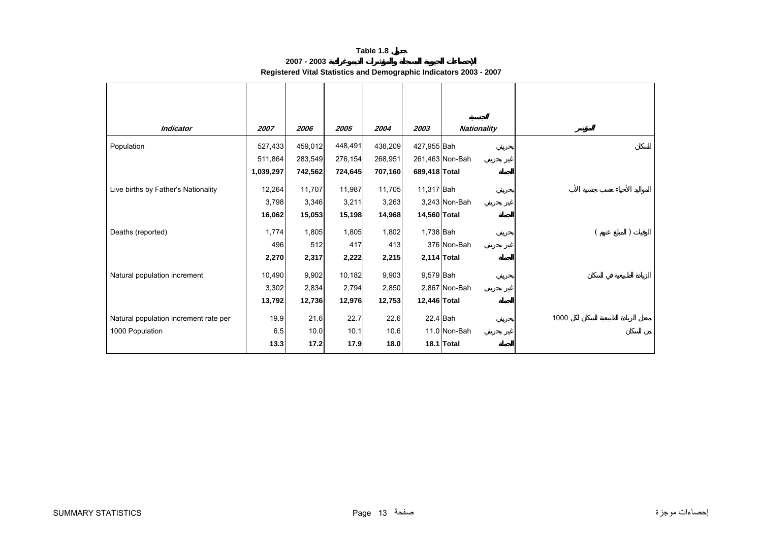**Table 1.8 جدول**

**الإحصاءات الحيوية المسجلة والمؤشرات الديموغرافية 2003 - 2007**

**Registered Vital Statistics and Demographic Indicators 2003 - 2007**

| *Indicator* | *2007* | *2006* | *2005* | *2004* | *2003* | *Nationality* | الجنسية | المؤشر |
|---|---|---|---|---|---|---|---|---|
| Population | 527,433 | 459,012 | 448,491 | 438,209 | 427,955 | Bah | بحريني | السكان |
| | 511,864 | 283,549 | 276,154 | 268,951 | 261,463 | Non-Bah | غير بحريني | |
| | **1,039,297** | **742,562** | **724,645** | **707,160** | **689,418** | **Total** | **الجملة** | |
| Live births by Father's Nationality | 12,264 | 11,707 | 11,987 | 11,705 | 11,317 | Bah | بحريني | المواليد الأحياء حسب جنسية الأب |
| | 3,798 | 3,346 | 3,211 | 3,263 | 3,243 | Non-Bah | غير بحريني | |
| | **16,062** | **15,053** | **15,198** | **14,968** | **14,560** | **Total** | **الجملة** | |
| Deaths (reported) | 1,774 | 1,805 | 1,805 | 1,802 | 1,738 | Bah | بحريني | الوفيات ( المبلغ عنهم ) |
| | 496 | 512 | 417 | 413 | 376 | Non-Bah | غير بحريني | |
| | **2,270** | **2,317** | **2,222** | **2,215** | **2,114** | **Total** | **الجملة** | |
| Natural population increment | 10,490 | 9,902 | 10,182 | 9,903 | 9,579 | Bah | بحريني | الزيادة الطبيعية في السكان |
| | 3,302 | 2,834 | 2,794 | 2,850 | 2,867 | Non-Bah | غير بحريني | |
| | **13,792** | **12,736** | **12,976** | **12,753** | **12,446** | **Total** | **الجملة** | |
| Natural population increment rate per | 19.9 | 21.6 | 22.7 | 22.6 | 22.4 | Bah | بحريني | معدل الزيادة الطبيعية للسكان لكل 1000 |
| 1000 Population | 6.5 | 10.0 | 10.1 | 10.6 | 11.0 | Non-Bah | غير بحريني | من السكان |
| | **13.3** | **17.2** | **17.9** | **18.0** | **18.1** | **Total** | **الجملة** | |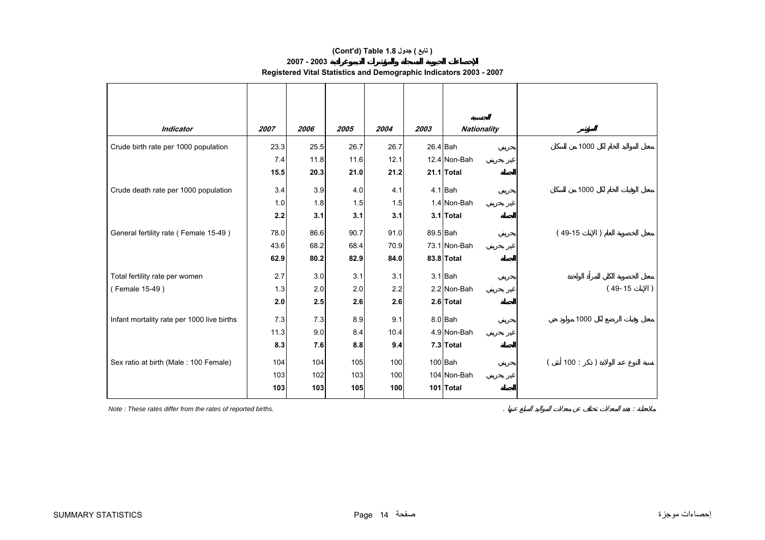**(Cont'd) Table 1.8 جدول ( تابع )**

**2007 - 2003 الإحصاءات الحيوية المسجلة والمؤشرات الديموغرافية**

**Registered Vital Statistics and Demographic Indicators 2003 - 2007**

| Indicator | 2007 | 2006 | 2005 | 2004 | 2003 | Nationality | الجنسية | المؤشر |
|---|---|---|---|---|---|---|---|---|
| Crude birth rate per 1000 population | 23.3 | 25.5 | 26.7 | 26.7 | 26.4 | Bah | بحريني | معدل المواليد الخام لكل 1000 من السكان |
| | 7.4 | 11.8 | 11.6 | 12.1 | 12.4 | Non-Bah | غير بحريني | |
| | **15.5** | **20.3** | **21.0** | **21.2** | **21.1** | **Total** | **الجملة** | |
| Crude death rate per 1000 population | 3.4 | 3.9 | 4.0 | 4.1 | 4.1 | Bah | بحريني | معدل الوفيات الخام لكل 1000 من السكان |
| | 1.0 | 1.8 | 1.5 | 1.5 | 1.4 | Non-Bah | غير بحريني | |
| | **2.2** | **3.1** | **3.1** | **3.1** | **3.1** | **Total** | **الجملة** | |
| General fertility rate ( Female 15-49 ) | 78.0 | 86.6 | 90.7 | 91.0 | 89.5 | Bah | بحريني | معدل الخصوبة العام ( الإناث 15-49 ) |
| | 43.6 | 68.2 | 68.4 | 70.9 | 73.1 | Non-Bah | غير بحريني | |
| | **62.9** | **80.2** | **82.9** | **84.0** | **83.8** | **Total** | **الجملة** | |
| Total fertility rate per women ( Female 15-49 ) | 2.7 | 3.0 | 3.1 | 3.1 | 3.1 | Bah | بحريني | معدل الخصوبة الكلي للمرأة الواحدة ( الإناث 15 -49 ) |
| | 1.3 | 2.0 | 2.0 | 2.2 | 2.2 | Non-Bah | غير بحريني | |
| | **2.0** | **2.5** | **2.6** | **2.6** | **2.6** | **Total** | **الجملة** | |
| Infant mortality rate per 1000 live births | 7.3 | 7.3 | 8.9 | 9.1 | 8.0 | Bah | بحريني | معدل وفيات الرضع لكل 1000 مولود حي |
| | 11.3 | 9.0 | 8.4 | 10.4 | 4.9 | Non-Bah | غير بحريني | |
| | **8.3** | **7.6** | **8.8** | **9.4** | **7.3** | **Total** | **الجملة** | |
| Sex ratio at birth (Male : 100 Female) | 104 | 104 | 105 | 100 | 100 | Bah | بحريني | نسبة النوع عند الولادة ( ذكر : 100 أنثى ) |
| | 103 | 102 | 103 | 100 | 104 | Non-Bah | غير بحريني | |
| | **103** | **103** | **105** | **100** | **101** | **Total** | **الجملة** | |

*Note : These rates differ from the rates of reported births.*

ملاحظة : هذه المعدلات تختلف عن معدلات المواليد المبلغ عنها .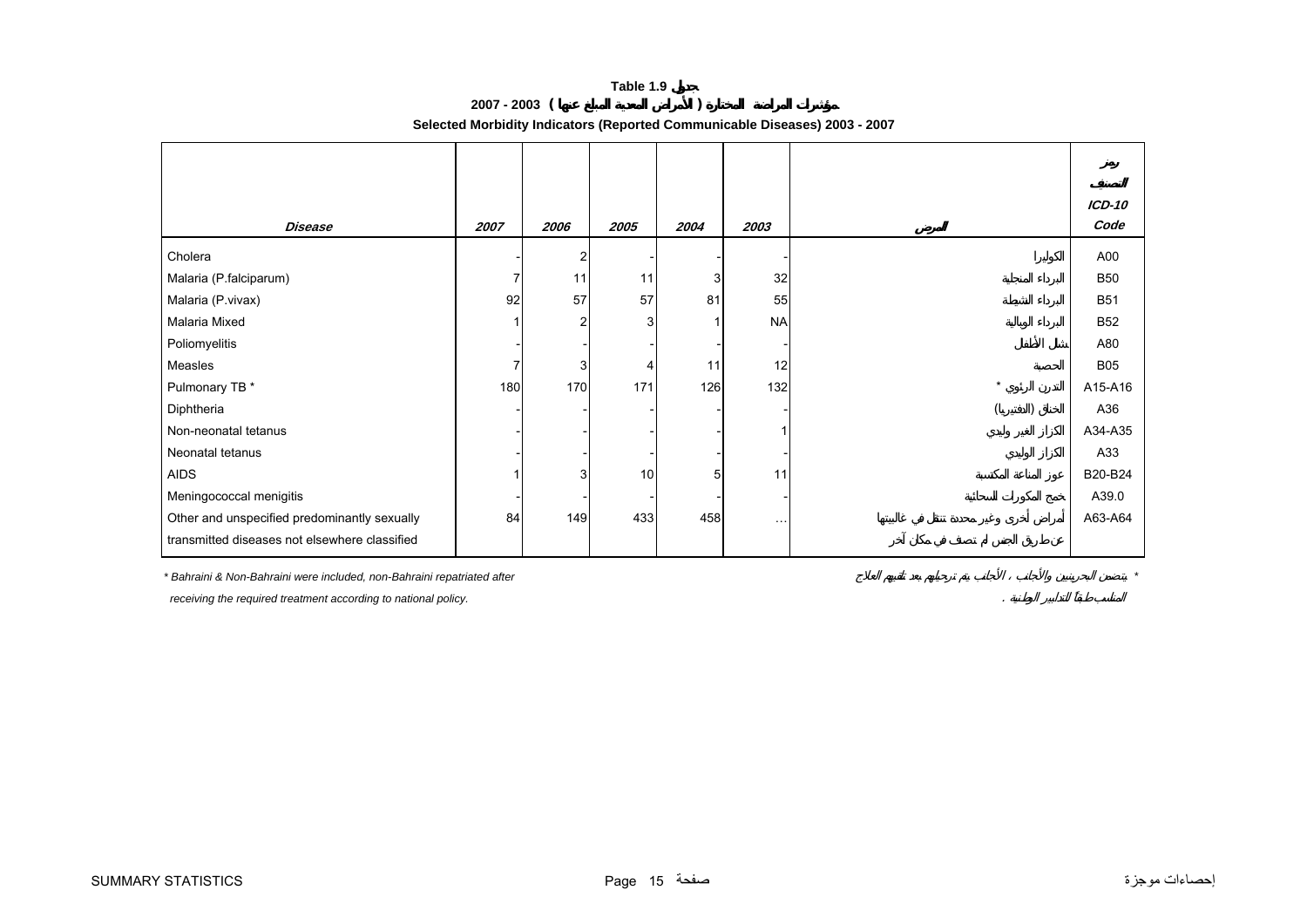**Table 1.9 جدول**

**2007 - 2003 ( مؤشرات المراضة المختارة ( الأمراض المعدية المبلغ عنها**

**Selected Morbidity Indicators (Reported Communicable Diseases) 2003 - 2007**

| *Disease* | *2007* | *2006* | *2005* | *2004* | *2003* | المرض | رمز التصنيف *ICD-10 Code* |
|---|---|---|---|---|---|---|---|
| Cholera | - | 2 | - | - | - | الكوليرا | A00 |
| Malaria (P.falciparum) | 7 | 11 | 11 | 3 | 32 | البرداء المنجلية | B50 |
| Malaria (P.vivax) | 92 | 57 | 57 | 81 | 55 | البرداء النشطة | B51 |
| Malaria Mixed | 1 | 2 | 3 | 1 | NA | البرداء الوبالية | B52 |
| Poliomyelitis | - | - | - | - | - | شلل الأطفال | A80 |
| Measles | 7 | 3 | 4 | 11 | 12 | الحصبة | B05 |
| Pulmonary TB * | 180 | 170 | 171 | 126 | 132 | التدرن الرئوي * | A15-A16 |
| Diphtheria | - | - | - | - | - | الخناق (الدفتيريا) | A36 |
| Non-neonatal tetanus | - | - | - | - | 1 | الكزاز الغير وليدي | A34-A35 |
| Neonatal tetanus | - | - | - | - | - | الكزاز الوليدي | A33 |
| AIDS | 1 | 3 | 10 | 5 | 11 | عوز المناعة المكتسبة | B20-B24 |
| Meningococcal menigitis | - | - | - | - | - | خمج المكورات السحائية | A39.0 |
| Other and unspecified predominantly sexually transmitted diseases not elsewhere classified | 84 | 149 | 433 | 458 | … | أمراض أخرى وغير محددة تنتقل في غالبيتها عن طريق الجنس لم تصنف في مكان آخر | A63-A64 |

* Bahraini & Non-Bahraini were included, non-Bahraini repatriated after receiving the required treatment according to national policy.

* يتضمن البحرينيين والأجانب ، الأجانب يتم ترحيلهم بعد تلقيهم العلاج المناسب طبقاً للتدابير الوطنية .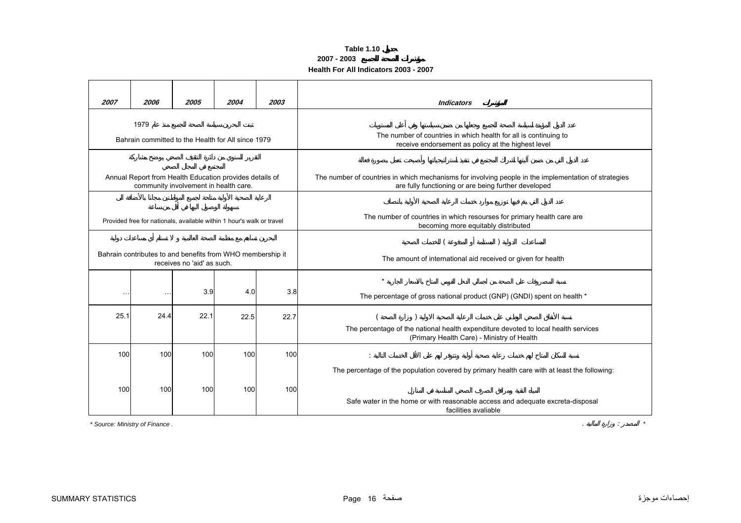**Table 1.10 جدول**

**2007 - 2003 مؤشرات الصحة للجميع**

**Health For All Indicators 2003 - 2007**

| 2007 | 2006 | 2005 | 2004 | 2003 | Indicators المؤشرات |
|---|---|---|---|---|---|
| تبنت البحرين سياسة الصحة للجميع منذ عام 1979<br>Bahrain committed to the Health for All since 1979 | | | | | عدد الدول المؤيدة لسياسة الصحة للجميع وجعلها من ضمن سياستها وهي أعلى المستويات<br>The number of countries in which health for all is continuing to receive endorsement as policy at the highest level |
| التقرير السنوي من دائرة التثقيف الصحي يوضح مشاركة المجتمع في المجال الصحي<br>Annual Report from Health Education provides details of community involvement in health care. | | | | | عدد الدول التي من ضمن آليتها اشتراك المجتمع في تنفيذ استراتيجياتها وأصبحت تعمل بصورة فعالة<br>The number of countries in which mechanisms for involving people in the implementation of strategies are fully functioning or are being further developed |
| الرعاية الصحية الأولية متاحة لجميع المواطنين مجانا بالأضافة الى سهولة الوصول اليها في أقل من ساعة<br>Provided free for nationals, available within 1 hour's walk or travel | | | | | عدد الدول التي يتم فيها توزيع موارد خدمات الرعاية الصحية الأولية بانصاف<br>The number of countries in which resourses for primary health care are becoming more equitably distributed |
| البحرين تساهم مع منظمة الصحة العالمية و لا تستلم أي مساعدات دولية<br>Bahrain contributes to and benefits from WHO membership it receives no 'aid' as such. | | | | | المساعدات الدولية ( المستلمة أو المدفوعة ) للخدمات الصحية<br>The amount of international aid received or given for health |
| ... | ... | 3.9 | 4.0 | 3.8 | نسبة المصروفات على الصحة من اجمالي الدخل القومي المتاح بالاسعار الجارية *<br>The percentage of gross national product (GNP) (GNDI) spent on health * |
| 25.1 | 24.4 | 22.1 | 22.5 | 22.7 | نسبة الأنفاق الصحي الوطني على خدمات الرعاية الصحية الاولية ( وزارة الصحة )<br>The percentage of the national health expenditure devoted to local health services (Primary Health Care) - Ministry of Health |
| 100 | 100 | 100 | 100 | 100 | نسبة السكان المتاح لهم خدمات رعاية صحية أولية وتتوفر لهم على الأقل الخدمات التالية :<br>The percentage of the population covered by primary health care with at least the following: |
| 100 | 100 | 100 | 100 | 100 | المياه النقية ومرافق الصرف الصحي المناسبة في المنازل<br>Safe water in the home or with reasonable access and adequate excreta-disposal facilities avaliable |

\* Source: Ministry of Finance .

\* المصدر : وزارة المالية .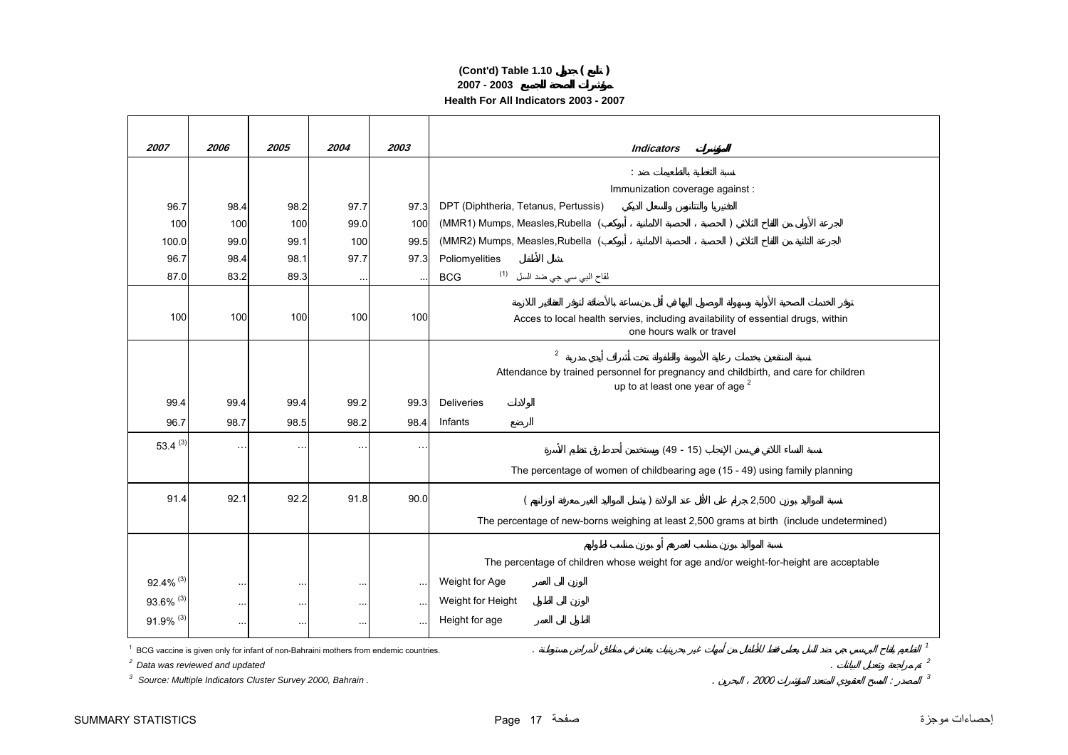# (Cont'd) Table 1.10 جدول ( تابع )

## 2007 - 2003 مؤشرات الصحة للجميع

## Health For All Indicators 2003 - 2007

| 2007 | 2006 | 2005 | 2004 | 2003 | Indicators المؤشرات |
|---|---|---|---|---|---|
| | | | | | نسبة التغطية بالتطعيمات ضد : Immunization coverage against : |
| 96.7 | 98.4 | 98.2 | 97.7 | 97.3 | DPT (Diphtheria, Tetanus, Pertussis) الدفتيريا والتتانوس والسعال الديكي |
| 100 | 100 | 100 | 99.0 | 100 | (MMR1) Mumps, Measles,Rubella الجرعة الأولى من اللقاح الثلاثي ( الحصبة ، الحصبة الالمانية ، أبوكعب) |
| 100.0 | 99.0 | 99.1 | 100 | 99.5 | (MMR2) Mumps, Measles,Rubella الجرعة الثانية من اللقاح الثلاثي ( الحصبة ، الحصبة الالمانية ، أبوكعب) |
| 96.7 | 98.4 | 98.1 | 97.7 | 97.3 | Poliomyelities شلل الأطفال |
| 87.0 | 83.2 | 89.3 | ... | ... | BCG (1) لقاح البي سي جي ضد السل |
| 100 | 100 | 100 | 100 | 100 | توفر الخدمات الصحية الأولية وسهولة الوصول اليها في أقل من ساعة بالأضافة لتوفر العقاقير اللازمة Acces to local health servies, including availability of essential drugs, within one hours walk or travel |
| | | | | | نسبة المنتفعين بخدمات رعاية الأمومة والطفولة تحت أشراف أيدي مدربة [2] Attendance by trained personnel for pregnancy and childbirth, and care for children up to at least one year of age [2] |
| 99.4 | 99.4 | 99.4 | 99.2 | 99.3 | Deliveries الولادات |
| 96.7 | 98.7 | 98.5 | 98.2 | 98.4 | Infants الرضع |
| 53.4 [3] | ... | ... | ... | ... | نسبة النساء اللاتي في سن الإنجاب (15 - 49) ويستخدمن أحد طرق تنظيم الأسرة The percentage of women of childbearing age (15 - 49) using family planning |
| 91.4 | 92.1 | 92.2 | 91.8 | 90.0 | نسبة المواليد بوزن 2,500 جرام على الأقل عند الولادة ( يشمل المواليد الغير معرفة اوزانهم ) The percentage of new-borns weighing at least 2,500 grams at birth (include undetermined) |
| | | | | | نسبة المواليد بوزن مناسب لعمرهم أو بوزن مناسب لطولهم The percentage of children whose weight for age and/or weight-for-height are acceptable |
| 92.4% [3] | ... | ... | ... | ... | Weight for Age الوزن الى العمر |
| 93.6% [3] | ... | ... | ... | ... | Weight for Height الوزن الى الطول |
| 91.9% [3] | ... | ... | ... | ... | Height for age الطول الى العمر |

[1] BCG vaccine is given only for infant of non-Bahraini mothers from endemic countries.
[1] التطعيم بلقاح البي سي جي ضد السل يعطى فقط للأطفال من أمهات غير بحرينيات يعشن في مناطق لأمراض مستوطنة .

[2] *Data was reviewed and updated*
[2] تم مراجعة وتعديل البيانات .

[3] *Source: Multiple Indicators Cluster Survey 2000, Bahrain .*
[3] المصدر : المسح العنقودي المتعدد المؤشرات 2000 ، البحرين .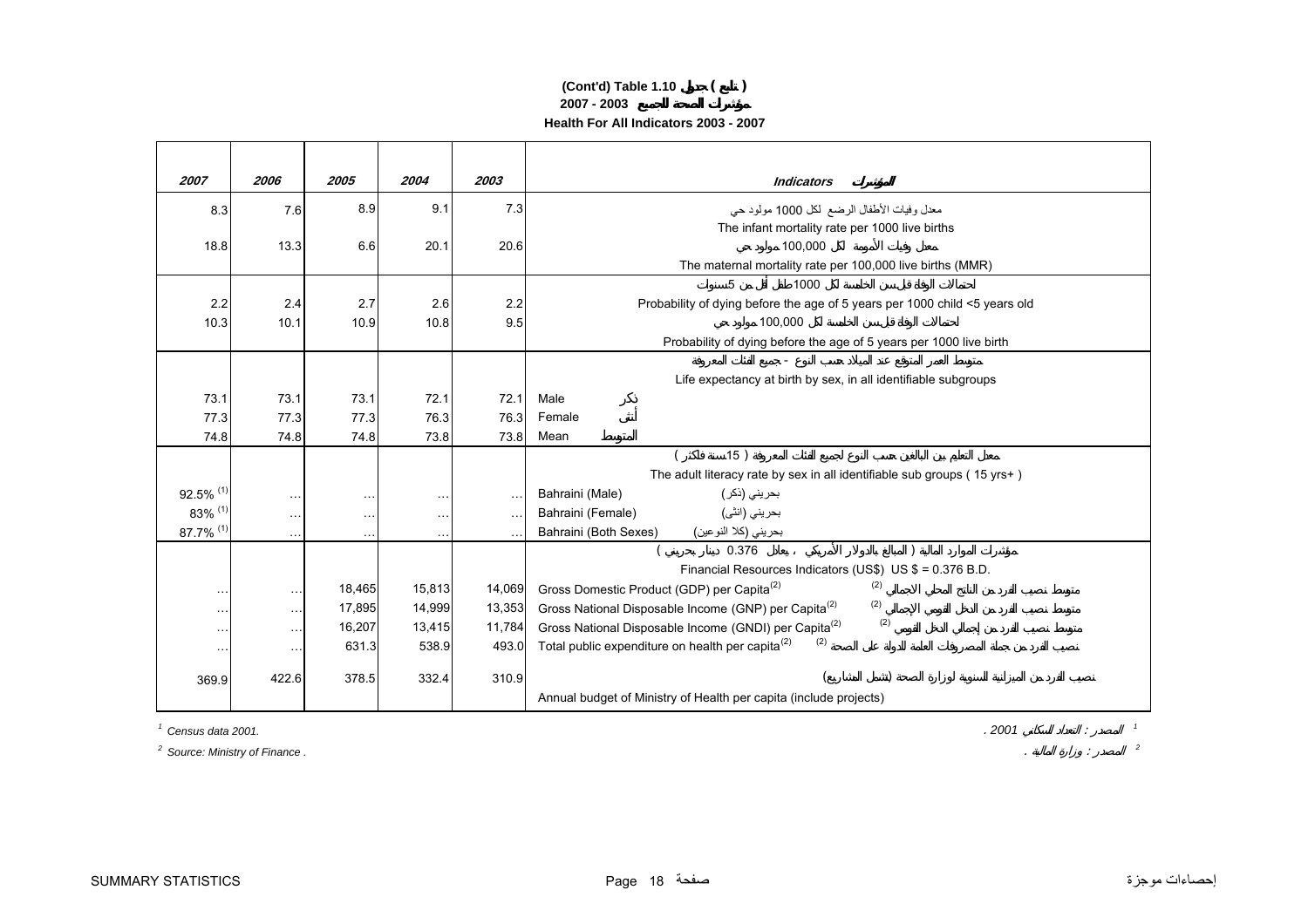**(Cont'd) Table 1.10 جدول ( تابع )**

**2007 - 2003 مؤشرات الصحة للجميع**

**Health For All Indicators 2003 - 2007**

| 2007 | 2006 | 2005 | 2004 | 2003 | Indicators المؤشرات |
|---|---|---|---|---|---|
| 8.3 | 7.6 | 8.9 | 9.1 | 7.3 | معدل وفيات الأطفال الرضع لكل 1000 مولود حي<br>The infant mortality rate per 1000 live births |
| 18.8 | 13.3 | 6.6 | 20.1 | 20.6 | معدل وفيات الأمومة لكل 100,000 مولود حي<br>The maternal mortality rate per 100,000 live births (MMR) |
| | | | | | احتمالات الوفاة قبل سن الخامسة لكل 1000 طفل أقل من 5 سنوات |
| 2.2 | 2.4 | 2.7 | 2.6 | 2.2 | Probability of dying before the age of 5 years per 1000 child <5 years old |
| 10.3 | 10.1 | 10.9 | 10.8 | 9.5 | احتمالات الوفاة قبل سن الخامسة لكل 100,000 مولود حي<br>Probability of dying before the age of 5 years per 1000 live birth |
| | | | | | متوسط العمر المتوقع عند الميلاد حسب النوع - جميع الفئات المعروفة<br>Life expectancy at birth by sex, in all identifiable subgroups |
| 73.1 | 73.1 | 73.1 | 72.1 | 72.1 | Male ذكر |
| 77.3 | 77.3 | 77.3 | 76.3 | 76.3 | Female أنثى |
| 74.8 | 74.8 | 74.8 | 73.8 | 73.8 | Mean المتوسط |
| | | | | | معدل التعليم بين البالغين حسب النوع لجميع الفئات المعروفة ( 15 سنة فأكثر )<br>The adult literacy rate by sex in all identifiable sub groups ( 15 yrs+ ) |
| 92.5% [1] | … | … | … | … | Bahraini (Male) بحريني (ذكر) |
| 83% [1] | … | … | … | … | Bahraini (Female) بحريني (انثى) |
| 87.7% [1] | … | … | … | … | Bahraini (Both Sexes) بحريني (كلا النوعين) |
| | | | | | مؤشرات الموارد المالية ( المبالغ بالدولار الأمريكي ، يعادل 0.376 دينار بحريني )<br>Financial Resources Indicators (US$) US $ = 0.376 B.D. |
| … | … | 18,465 | 15,813 | 14,069 | Gross Domestic Product (GDP) per Capita[2] متوسط نصيب الفرد من الناتج المحلي الاجمالي [2] |
| … | … | 17,895 | 14,999 | 13,353 | Gross National Disposable Income (GNP) per Capita[2] متوسط نصيب الفرد من الدخل القومي الإجمالي [2] |
| … | … | 16,207 | 13,415 | 11,784 | Gross National Disposable Income (GNDI) per Capita[2] متوسط نصيب الفرد من إجمالي الدخل القومي [2] |
| … | … | 631.3 | 538.9 | 493.0 | Total public expenditure on health per capita[2] نصيب الفرد من جملة المصروفات العامة للدولة على الصحة [2] |
| 369.9 | 422.6 | 378.5 | 332.4 | 310.9 | نصيب الفرد من الميزانية السنوية لوزارة الصحة (يشمل المشاريع)<br>Annual budget of Ministry of Health per capita (include projects) |

[1] Census data 2001. — المصدر : التعداد السكاني 2001 .

[2] Source: Ministry of Finance . — المصدر : وزارة المالية .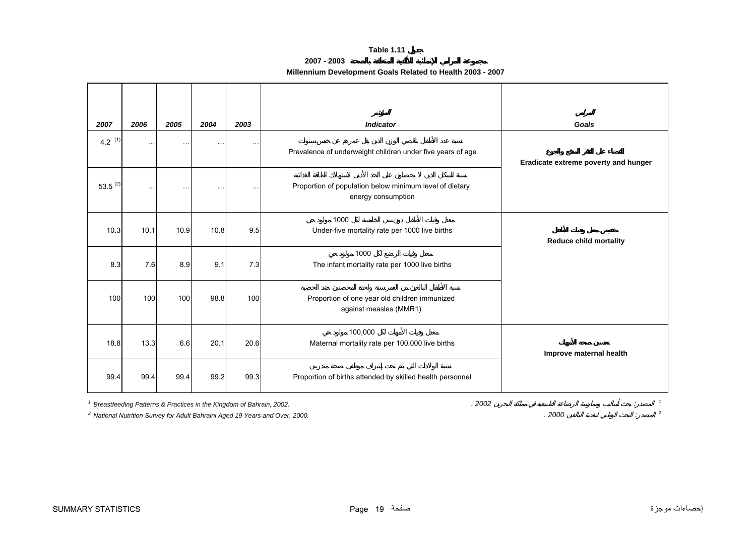**Table 1.11 جدول**

**2007 - 2003 مجموعة المرامي الإنمائية للألفية المتعلقة بالصحة**

**Millennium Development Goals Related to Health 2003 - 2007**

| 2007 | 2006 | 2005 | 2004 | 2003 | المؤشر Indicator | المرامي Goals |
|---|---|---|---|---|---|---|
| 4.2 [(1)] | … | … | … | … | نسبة عدد الأطفال ناقصي الوزن الذين يقل عمرهم عن خمس سنوات Prevalence of underweight children under five years of age | القضاء على الفقر المدقع والجوع Eradicate extreme poverty and hunger |
| 53.5 [(2)] | … | … | … | … | نسبة السكان الذين لا يحصلون على الحد الأدنى لاستهلاك الطاقة الغذائية Proportion of population below minimum level of dietary energy consumption | |
| 10.3 | 10.1 | 10.9 | 10.8 | 9.5 | معدل وفيات الأطفال دون سن الخامسة لكل 1000 مولود حي Under-five mortality rate per 1000 live births | تخفيض معدل وفيات الأطفال Reduce child mortality |
| 8.3 | 7.6 | 8.9 | 9.1 | 7.3 | معدل وفيات الرضع لكل 1000 مولود حي The infant mortality rate per 1000 live births | |
| 100 | 100 | 100 | 98.8 | 100 | نسبة الأطفال البالغين من العمر سنة واحدة المحصنين ضد الحصبة Proportion of one year old children immunized against measles (MMR1) | |
| 18.8 | 13.3 | 6.6 | 20.1 | 20.6 | معدل وفيات الأمهات لكل 100,000 مولود حي Maternal mortality rate per 100,000 live births | تحسين صحة الأمهات Improve maternal health |
| 99.4 | 99.4 | 99.4 | 99.2 | 99.3 | نسبة الولادات التي تتم تحت إشراف موظفي صحة متدربين Proportion of births attended by skilled health personnel | |

[1] Breastfeeding Patterns & Practices in the Kingdom of Bahrain, 2002.
[1] المصدر: بحث أساليب وممارسة الرضاعة الطبيعية في مملكة البحرين 2002 .

[2] National Nutrition Survey for Adult Bahraini Aged 19 Years and Over, 2000.
[2] المصدر: البحث الوطني لتغذية البالغين 2000 .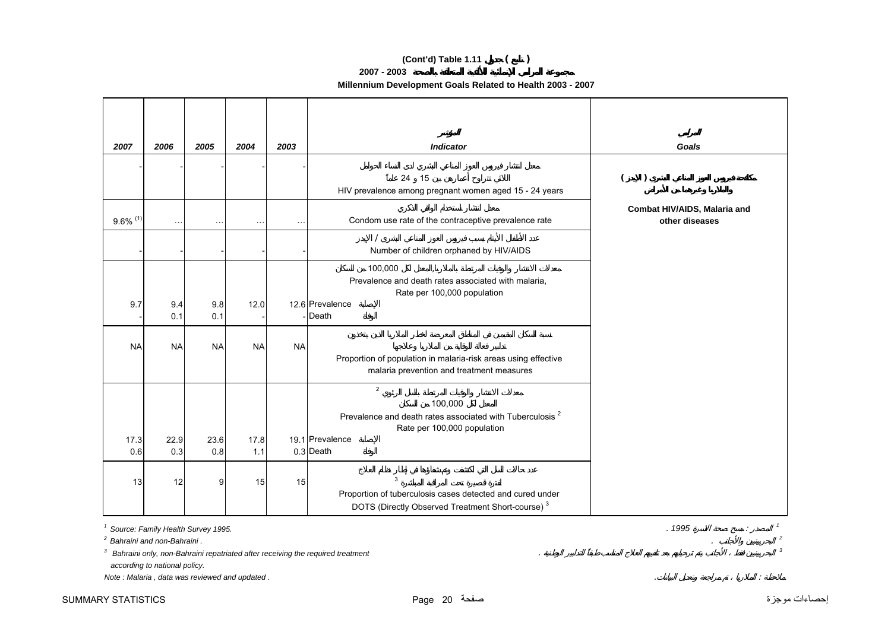# (Cont'd) Table 1.11 جدول ( تابع )

## 2007 - 2003 مجموعة المرامي الإنمائية للألفية المتعلقة بالصحة

## Millennium Development Goals Related to Health 2003 - 2007

| 2007 | 2006 | 2005 | 2004 | 2003 | المؤشر<br>Indicator | المرامي<br>Goals |
|---|---|---|---|---|---|---|
| - | - | - | - | - | معدل انتشار فيروس العوز المناعي البشري لدى النساء الحوامل اللاتي تتراوح أعمارهن بين 15 و 24 عاماً<br>HIV prevalence among pregnant women aged 15 - 24 years | مكافحة فيروس العوز المناعي البشري ( الإيدز ) والملاريا وغيرهما من الأمراض<br>Combat HIV/AIDS, Malaria and other diseases |
| 9.6% [(1)] | … | … | … | … | معدل انتشار استخدام الواقي الذكري<br>Condom use rate of the contraceptive prevalence rate | |
| - | - | - | - | - | عدد الأطفال الأيتام بسبب فيروس العوز المناعي البشري / الإيدز<br>Number of children orphaned by HIV/AIDS | |
| | | | | | معدلات الانتشار والوفيات المرتبطة بالملاريا,المعدل لكل 100,000 من السكان<br>Prevalence and death rates associated with malaria, Rate per 100,000 population | |
| 9.7 | 9.4 | 9.8 | 12.0 | 12.6 | Prevalence الإصابة | |
| - | 0.1 | 0.1 | - | - | Death الوفاة | |
| NA | NA | NA | NA | NA | نسبة السكان المقيمين في المناطق المعرضة لخطر الملاريا الذين يتخذون تدابير فعالة للوقاية من الملاريا وعلاجها<br>Proportion of population in malaria-risk areas using effective malaria prevention and treatment measures | |
| | | | | | معدلات الانتشار والوفيات المرتبطة بالسل الرئوي [2] المعدل لكل 100,000 من السكان<br>Prevalence and death rates associated with Tuberculosis [2] Rate per 100,000 population | |
| 17.3 | 22.9 | 23.6 | 17.8 | 19.1 | Prevalence الإصابة | |
| 0.6 | 0.3 | 0.8 | 1.1 | 0.3 | Death الوفاة | |
| 13 | 12 | 9 | 15 | 15 | عدد حالات السل التي تكتشف ويتم شفاؤها في إطار نظام العلاج لفترة قصيرة تحت المراقبة المباشرة [3]<br>Proportion of tuberculosis cases detected and cured under DOTS (Directly Observed Treatment Short-course) [3] | |

[1] Source: Family Health Survey 1995.
[1] المصدر : مسح صحة الأسرة 1995 .

[2] Bahraini and non-Bahraini .
[2] البحرينيين والأجانب .

[3] Bahraini only, non-Bahraini repatriated after receiving the required treatment according to national policy.
[3] البحرينيين فقط ، الأجانب يتم ترحيلهم بعد تلقيهم العلاج المناسب طبقاً للتدابير الوطنية .

Note : Malaria , data was reviewed and updated .
ملاحظة : الملاريا ، تم مراجعة وتعديل البيانات.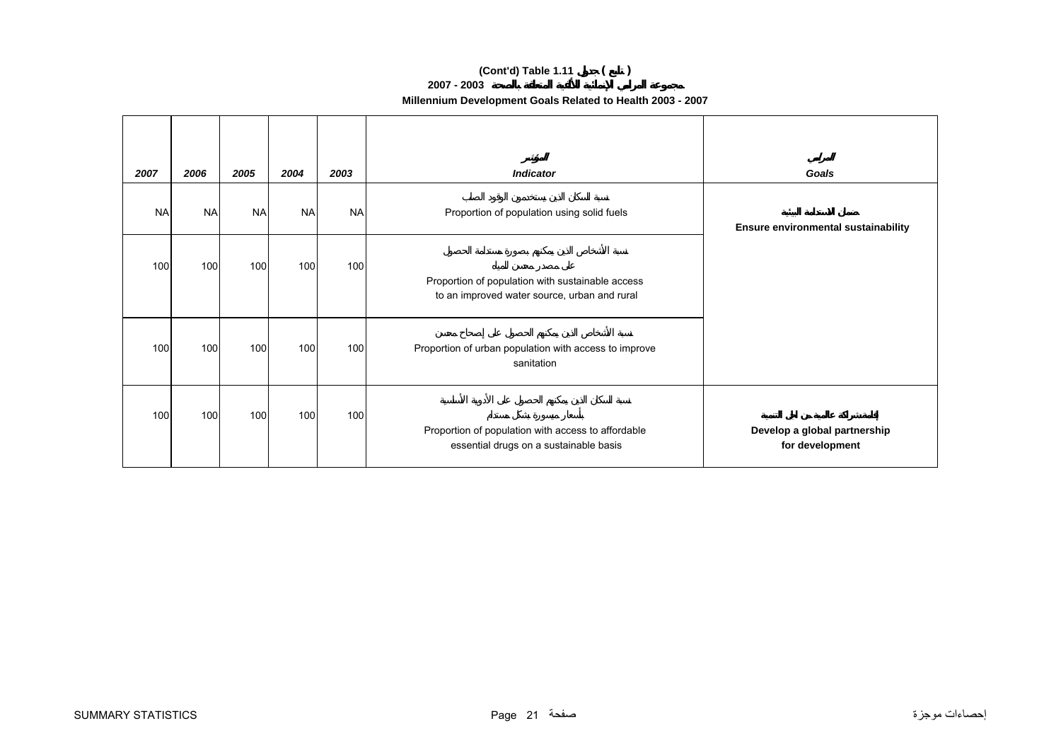# (Cont'd) Table 1.11 جدول ( تابع )

## مجموعة المرامي الإنمائية للألفية المتعلقة بالصحة 2003 - 2007

## Millennium Development Goals Related to Health 2003 - 2007

| 2007 | 2006 | 2005 | 2004 | 2003 | المؤشر Indicator | المرامي Goals |
|---|---|---|---|---|---|---|
| NA | NA | NA | NA | NA | نسبة السكان الذين يستخدمون الوقود الصلب Proportion of population using solid fuels | ضمان الاستدامة البيئية **Ensure environmental sustainability** |
| 100 | 100 | 100 | 100 | 100 | نسبة الأشخاص الذين يمكنهم بصورة مستدامة الحصول على مصدر محسن للمياه Proportion of population with sustainable access to an improved water source, urban and rural | |
| 100 | 100 | 100 | 100 | 100 | نسبة الأشخاص الذين يمكنهم الحصول على إصحاح محسن Proportion of urban population with access to improve sanitation | |
| 100 | 100 | 100 | 100 | 100 | نسبة السكان الذين يمكنهم الحصول على الأدوية الأساسية بأسعار ميسورة بشكل مستدام Proportion of population with access to affordable essential drugs on a sustainable basis | إقامة شراكة عالمية من أجل التنمية **Develop a global partnership for development** |